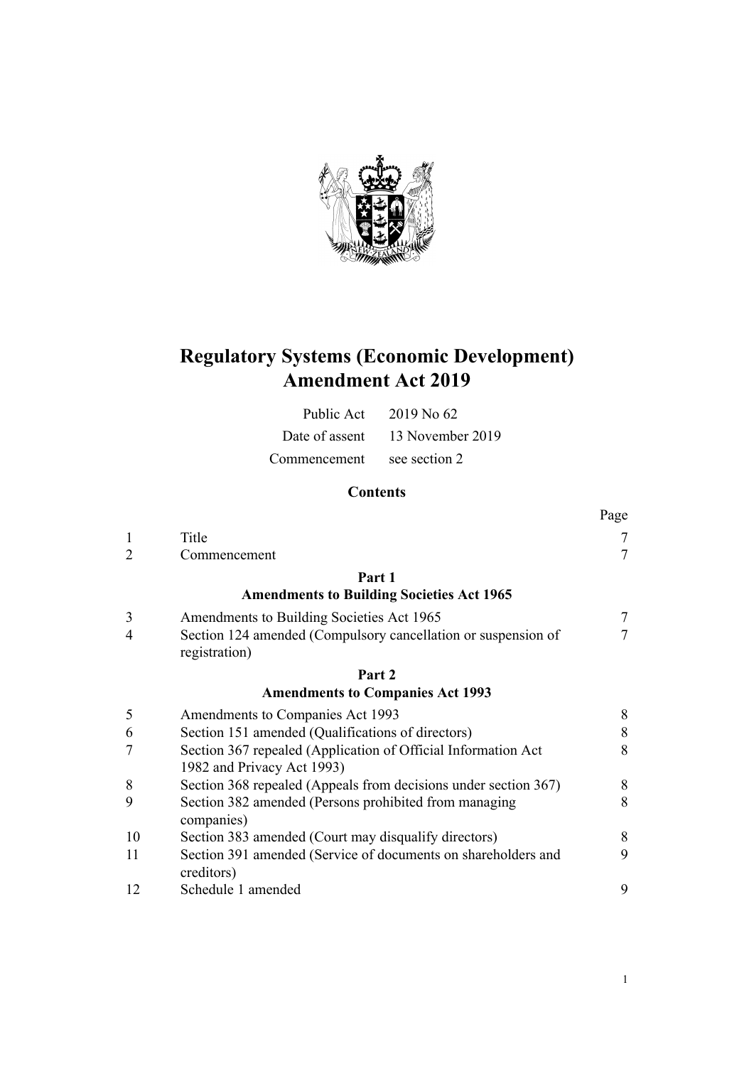# Regulatory Systems (Economic Development) Amendment Act 2019

| | |
|---|---|
| Public Act | 2019 No 62 |
| Date of assent | 13 November 2019 |
| Commencement | see section 2 |

## Contents

| | | Page |
|---|---|---|
| 1 | Title | 7 |
| 2 | Commencement | 7 |
| | **Part 1** **Amendments to Building Societies Act 1965** | |
| 3 | Amendments to Building Societies Act 1965 | 7 |
| 4 | Section 124 amended (Compulsory cancellation or suspension of registration) | 7 |
| | **Part 2** **Amendments to Companies Act 1993** | |
| 5 | Amendments to Companies Act 1993 | 8 |
| 6 | Section 151 amended (Qualifications of directors) | 8 |
| 7 | Section 367 repealed (Application of Official Information Act 1982 and Privacy Act 1993) | 8 |
| 8 | Section 368 repealed (Appeals from decisions under section 367) | 8 |
| 9 | Section 382 amended (Persons prohibited from managing companies) | 8 |
| 10 | Section 383 amended (Court may disqualify directors) | 8 |
| 11 | Section 391 amended (Service of documents on shareholders and creditors) | 9 |
| 12 | Schedule 1 amended | 9 |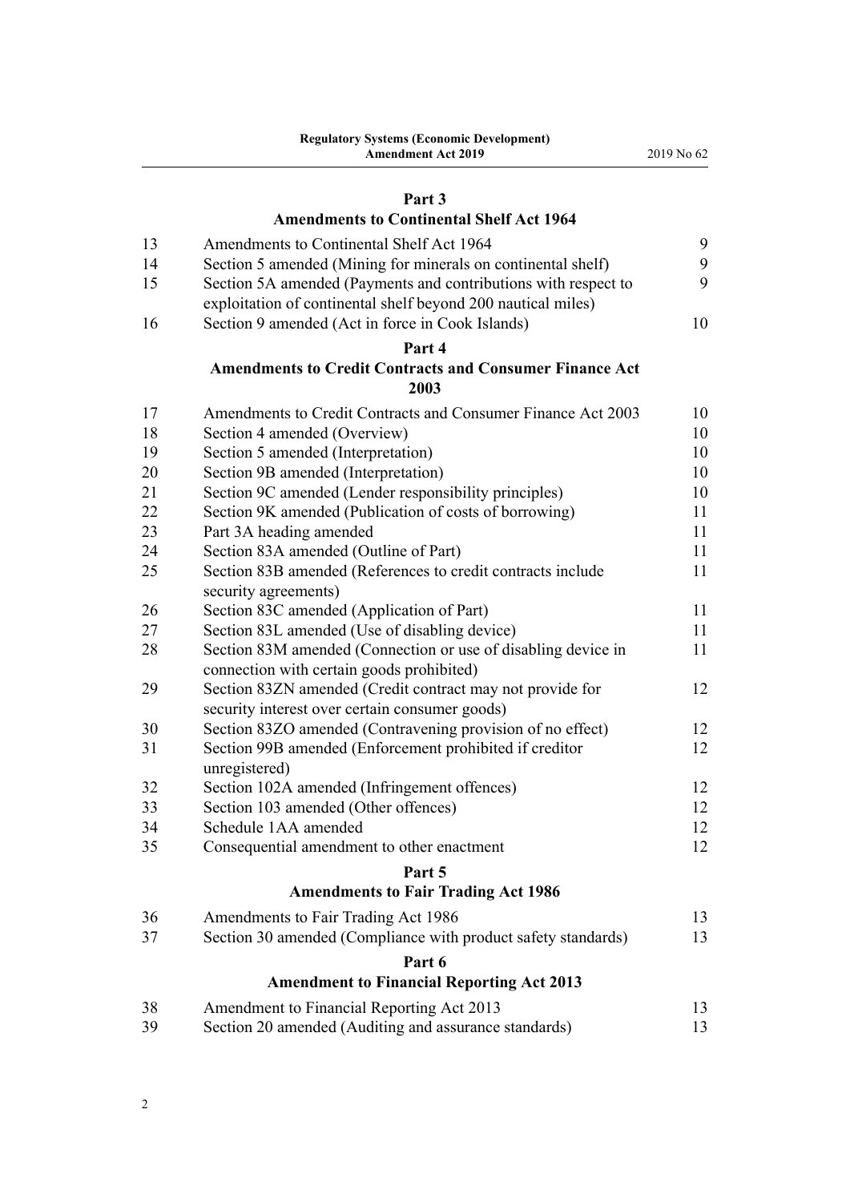## Part 3
## Amendments to Continental Shelf Act 1964

| | | |
|---|---|---|
| 13 | Amendments to Continental Shelf Act 1964 | 9 |
| 14 | Section 5 amended (Mining for minerals on continental shelf) | 9 |
| 15 | Section 5A amended (Payments and contributions with respect to exploitation of continental shelf beyond 200 nautical miles) | 9 |
| 16 | Section 9 amended (Act in force in Cook Islands) | 10 |

## Part 4
## Amendments to Credit Contracts and Consumer Finance Act 2003

| | | |
|---|---|---|
| 17 | Amendments to Credit Contracts and Consumer Finance Act 2003 | 10 |
| 18 | Section 4 amended (Overview) | 10 |
| 19 | Section 5 amended (Interpretation) | 10 |
| 20 | Section 9B amended (Interpretation) | 10 |
| 21 | Section 9C amended (Lender responsibility principles) | 10 |
| 22 | Section 9K amended (Publication of costs of borrowing) | 11 |
| 23 | Part 3A heading amended | 11 |
| 24 | Section 83A amended (Outline of Part) | 11 |
| 25 | Section 83B amended (References to credit contracts include security agreements) | 11 |
| 26 | Section 83C amended (Application of Part) | 11 |
| 27 | Section 83L amended (Use of disabling device) | 11 |
| 28 | Section 83M amended (Connection or use of disabling device in connection with certain goods prohibited) | 11 |
| 29 | Section 83ZN amended (Credit contract may not provide for security interest over certain consumer goods) | 12 |
| 30 | Section 83ZO amended (Contravening provision of no effect) | 12 |
| 31 | Section 99B amended (Enforcement prohibited if creditor unregistered) | 12 |
| 32 | Section 102A amended (Infringement offences) | 12 |
| 33 | Section 103 amended (Other offences) | 12 |
| 34 | Schedule 1AA amended | 12 |
| 35 | Consequential amendment to other enactment | 12 |

## Part 5
## Amendments to Fair Trading Act 1986

| | | |
|---|---|---|
| 36 | Amendments to Fair Trading Act 1986 | 13 |
| 37 | Section 30 amended (Compliance with product safety standards) | 13 |

## Part 6
## Amendment to Financial Reporting Act 2013

| | | |
|---|---|---|
| 38 | Amendment to Financial Reporting Act 2013 | 13 |
| 39 | Section 20 amended (Auditing and assurance standards) | 13 |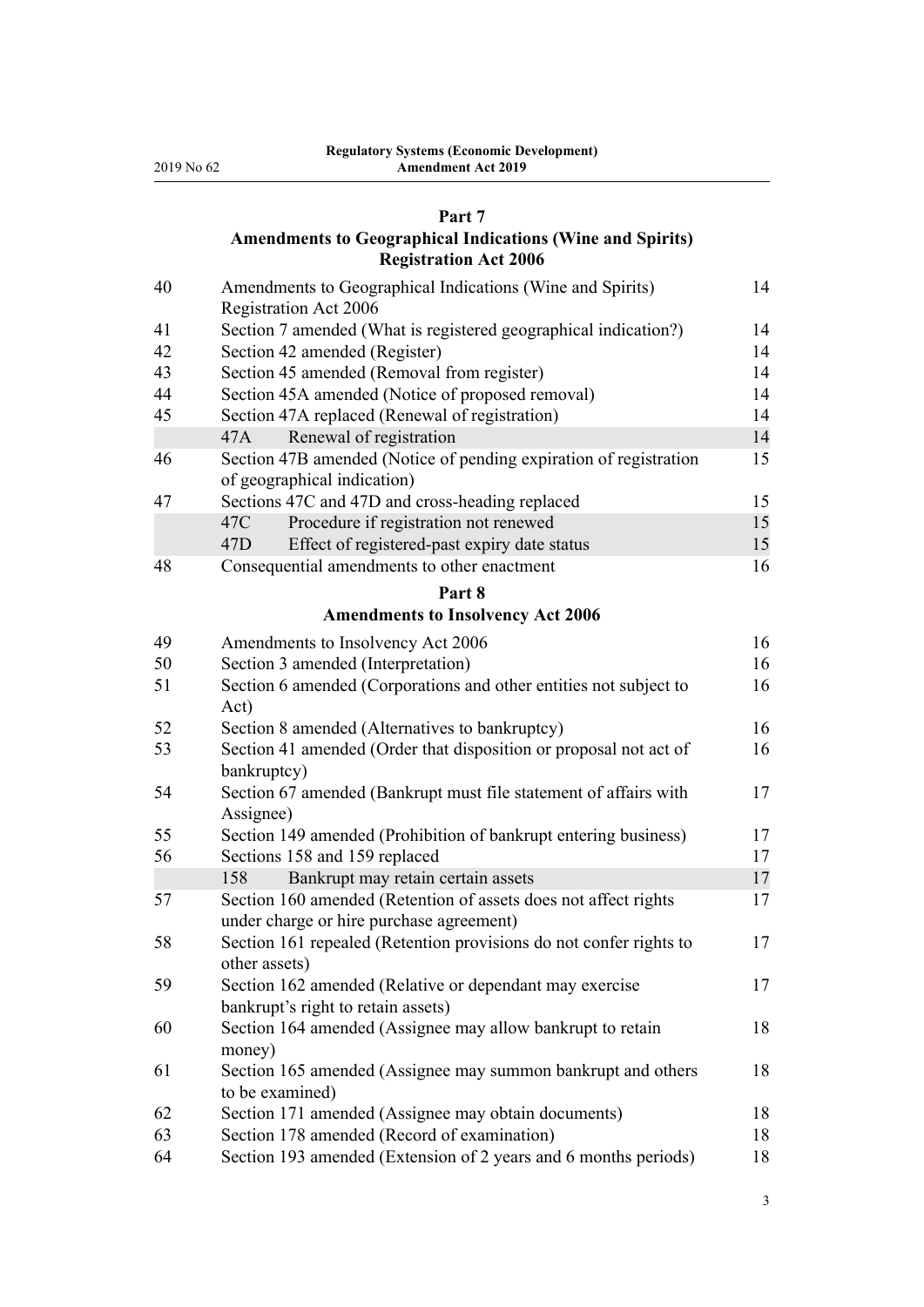## Part 7
## Amendments to Geographical Indications (Wine and Spirits) Registration Act 2006

| | | |
|---|---|---|
| 40 | Amendments to Geographical Indications (Wine and Spirits) Registration Act 2006 | 14 |
| 41 | Section 7 amended (What is registered geographical indication?) | 14 |
| 42 | Section 42 amended (Register) | 14 |
| 43 | Section 45 amended (Removal from register) | 14 |
| 44 | Section 45A amended (Notice of proposed removal) | 14 |
| 45 | Section 47A replaced (Renewal of registration) | 14 |
| | 47A Renewal of registration | 14 |
| 46 | Section 47B amended (Notice of pending expiration of registration of geographical indication) | 15 |
| 47 | Sections 47C and 47D and cross-heading replaced | 15 |
| | 47C Procedure if registration not renewed | 15 |
| | 47D Effect of registered-past expiry date status | 15 |
| 48 | Consequential amendments to other enactment | 16 |

## Part 8
## Amendments to Insolvency Act 2006

| | | |
|---|---|---|
| 49 | Amendments to Insolvency Act 2006 | 16 |
| 50 | Section 3 amended (Interpretation) | 16 |
| 51 | Section 6 amended (Corporations and other entities not subject to Act) | 16 |
| 52 | Section 8 amended (Alternatives to bankruptcy) | 16 |
| 53 | Section 41 amended (Order that disposition or proposal not act of bankruptcy) | 16 |
| 54 | Section 67 amended (Bankrupt must file statement of affairs with Assignee) | 17 |
| 55 | Section 149 amended (Prohibition of bankrupt entering business) | 17 |
| 56 | Sections 158 and 159 replaced | 17 |
| | 158 Bankrupt may retain certain assets | 17 |
| 57 | Section 160 amended (Retention of assets does not affect rights under charge or hire purchase agreement) | 17 |
| 58 | Section 161 repealed (Retention provisions do not confer rights to other assets) | 17 |
| 59 | Section 162 amended (Relative or dependant may exercise bankrupt's right to retain assets) | 17 |
| 60 | Section 164 amended (Assignee may allow bankrupt to retain money) | 18 |
| 61 | Section 165 amended (Assignee may summon bankrupt and others to be examined) | 18 |
| 62 | Section 171 amended (Assignee may obtain documents) | 18 |
| 63 | Section 178 amended (Record of examination) | 18 |
| 64 | Section 193 amended (Extension of 2 years and 6 months periods) | 18 |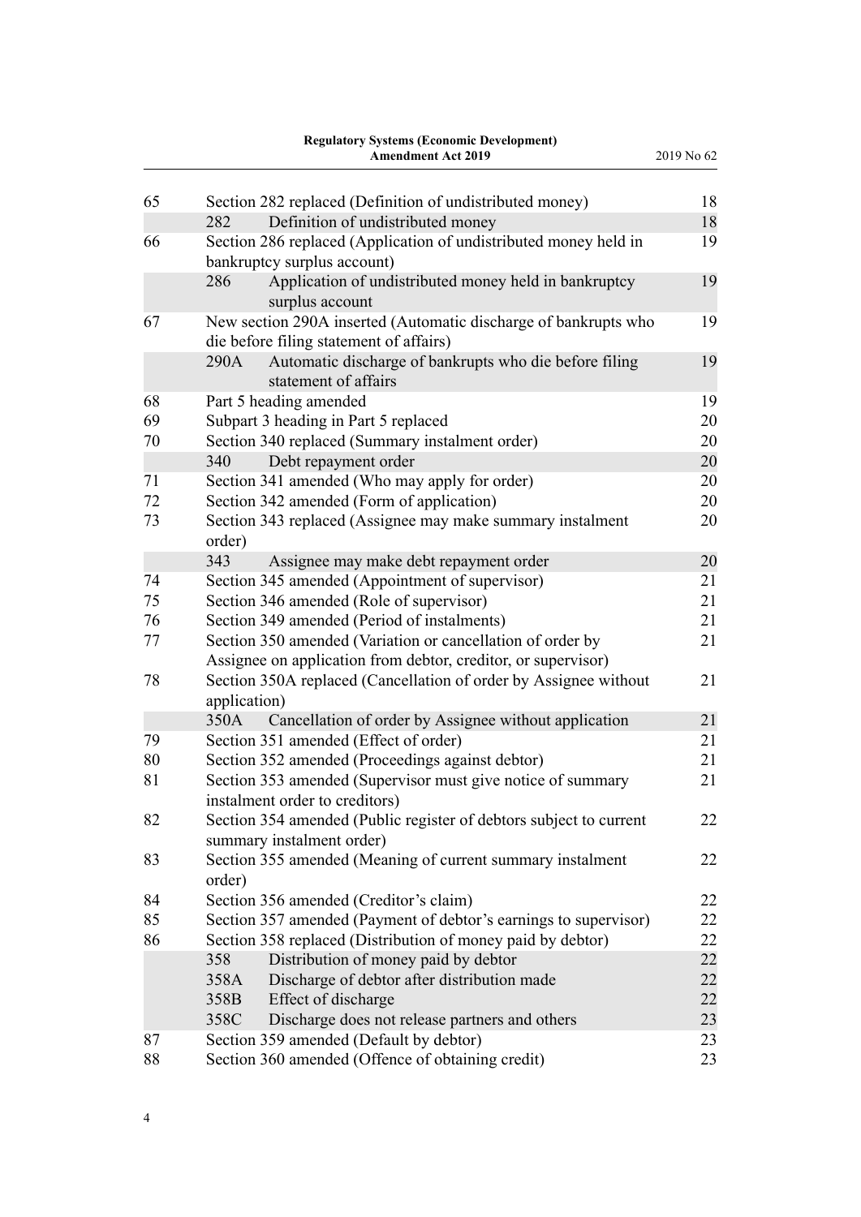| | | |
|---|---|---|
| 65 | Section 282 replaced (Definition of undistributed money) | 18 |
| | 282 Definition of undistributed money | 18 |
| 66 | Section 286 replaced (Application of undistributed money held in bankruptcy surplus account) | 19 |
| | 286 Application of undistributed money held in bankruptcy surplus account | 19 |
| 67 | New section 290A inserted (Automatic discharge of bankrupts who die before filing statement of affairs) | 19 |
| | 290A Automatic discharge of bankrupts who die before filing statement of affairs | 19 |
| 68 | Part 5 heading amended | 19 |
| 69 | Subpart 3 heading in Part 5 replaced | 20 |
| 70 | Section 340 replaced (Summary instalment order) | 20 |
| | 340 Debt repayment order | 20 |
| 71 | Section 341 amended (Who may apply for order) | 20 |
| 72 | Section 342 amended (Form of application) | 20 |
| 73 | Section 343 replaced (Assignee may make summary instalment order) | 20 |
| | 343 Assignee may make debt repayment order | 20 |
| 74 | Section 345 amended (Appointment of supervisor) | 21 |
| 75 | Section 346 amended (Role of supervisor) | 21 |
| 76 | Section 349 amended (Period of instalments) | 21 |
| 77 | Section 350 amended (Variation or cancellation of order by Assignee on application from debtor, creditor, or supervisor) | 21 |
| 78 | Section 350A replaced (Cancellation of order by Assignee without application) | 21 |
| | 350A Cancellation of order by Assignee without application | 21 |
| 79 | Section 351 amended (Effect of order) | 21 |
| 80 | Section 352 amended (Proceedings against debtor) | 21 |
| 81 | Section 353 amended (Supervisor must give notice of summary instalment order to creditors) | 21 |
| 82 | Section 354 amended (Public register of debtors subject to current summary instalment order) | 22 |
| 83 | Section 355 amended (Meaning of current summary instalment order) | 22 |
| 84 | Section 356 amended (Creditor's claim) | 22 |
| 85 | Section 357 amended (Payment of debtor's earnings to supervisor) | 22 |
| 86 | Section 358 replaced (Distribution of money paid by debtor) | 22 |
| | 358 Distribution of money paid by debtor | 22 |
| | 358A Discharge of debtor after distribution made | 22 |
| | 358B Effect of discharge | 22 |
| | 358C Discharge does not release partners and others | 23 |
| 87 | Section 359 amended (Default by debtor) | 23 |
| 88 | Section 360 amended (Offence of obtaining credit) | 23 |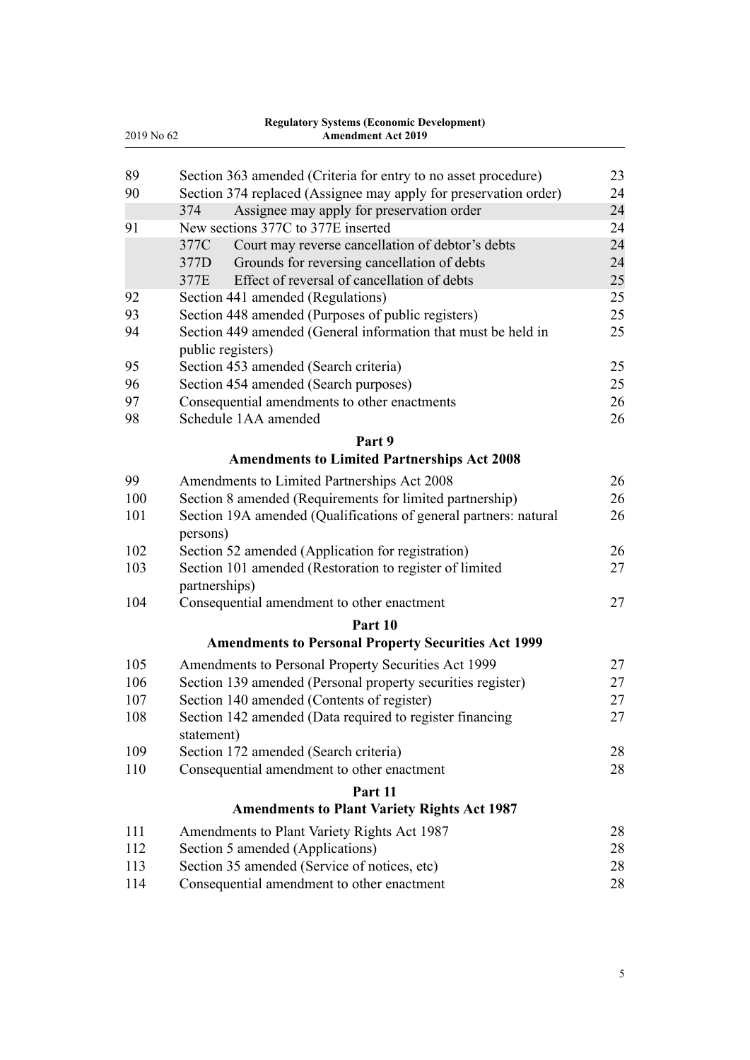| | | |
|---|---|---|
| 89 | Section 363 amended (Criteria for entry to no asset procedure) | 23 |
| 90 | Section 374 replaced (Assignee may apply for preservation order) | 24 |
| | 374 Assignee may apply for preservation order | 24 |
| 91 | New sections 377C to 377E inserted | 24 |
| | 377C Court may reverse cancellation of debtor's debts | 24 |
| | 377D Grounds for reversing cancellation of debts | 24 |
| | 377E Effect of reversal of cancellation of debts | 25 |
| 92 | Section 441 amended (Regulations) | 25 |
| 93 | Section 448 amended (Purposes of public registers) | 25 |
| 94 | Section 449 amended (General information that must be held in public registers) | 25 |
| 95 | Section 453 amended (Search criteria) | 25 |
| 96 | Section 454 amended (Search purposes) | 25 |
| 97 | Consequential amendments to other enactments | 26 |
| 98 | Schedule 1AA amended | 26 |

## Part 9
## Amendments to Limited Partnerships Act 2008

| | | |
|---|---|---|
| 99 | Amendments to Limited Partnerships Act 2008 | 26 |
| 100 | Section 8 amended (Requirements for limited partnership) | 26 |
| 101 | Section 19A amended (Qualifications of general partners: natural persons) | 26 |
| 102 | Section 52 amended (Application for registration) | 26 |
| 103 | Section 101 amended (Restoration to register of limited partnerships) | 27 |
| 104 | Consequential amendment to other enactment | 27 |

## Part 10
## Amendments to Personal Property Securities Act 1999

| | | |
|---|---|---|
| 105 | Amendments to Personal Property Securities Act 1999 | 27 |
| 106 | Section 139 amended (Personal property securities register) | 27 |
| 107 | Section 140 amended (Contents of register) | 27 |
| 108 | Section 142 amended (Data required to register financing statement) | 27 |
| 109 | Section 172 amended (Search criteria) | 28 |
| 110 | Consequential amendment to other enactment | 28 |

## Part 11
## Amendments to Plant Variety Rights Act 1987

| | | |
|---|---|---|
| 111 | Amendments to Plant Variety Rights Act 1987 | 28 |
| 112 | Section 5 amended (Applications) | 28 |
| 113 | Section 35 amended (Service of notices, etc) | 28 |
| 114 | Consequential amendment to other enactment | 28 |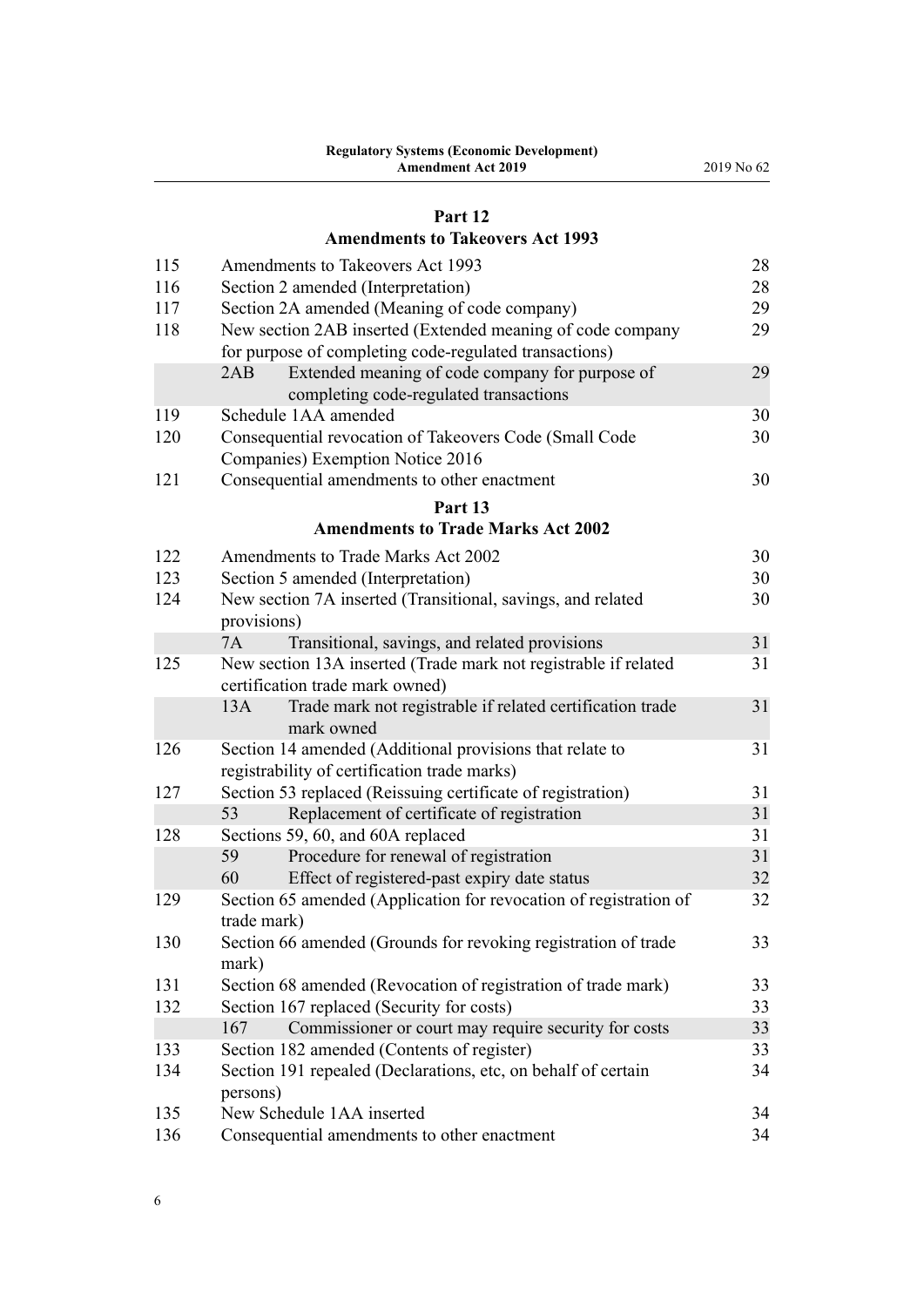## Part 12
## Amendments to Takeovers Act 1993

| | | |
|---|---|---|
| 115 | Amendments to Takeovers Act 1993 | 28 |
| 116 | Section 2 amended (Interpretation) | 28 |
| 117 | Section 2A amended (Meaning of code company) | 29 |
| 118 | New section 2AB inserted (Extended meaning of code company for purpose of completing code-regulated transactions) | 29 |
| | 2AB Extended meaning of code company for purpose of completing code-regulated transactions | 29 |
| 119 | Schedule 1AA amended | 30 |
| 120 | Consequential revocation of Takeovers Code (Small Code Companies) Exemption Notice 2016 | 30 |
| 121 | Consequential amendments to other enactment | 30 |

## Part 13
## Amendments to Trade Marks Act 2002

| | | |
|---|---|---|
| 122 | Amendments to Trade Marks Act 2002 | 30 |
| 123 | Section 5 amended (Interpretation) | 30 |
| 124 | New section 7A inserted (Transitional, savings, and related provisions) | 30 |
| | 7A Transitional, savings, and related provisions | 31 |
| 125 | New section 13A inserted (Trade mark not registrable if related certification trade mark owned) | 31 |
| | 13A Trade mark not registrable if related certification trade mark owned | 31 |
| 126 | Section 14 amended (Additional provisions that relate to registrability of certification trade marks) | 31 |
| 127 | Section 53 replaced (Reissuing certificate of registration) | 31 |
| | 53 Replacement of certificate of registration | 31 |
| 128 | Sections 59, 60, and 60A replaced | 31 |
| | 59 Procedure for renewal of registration | 31 |
| | 60 Effect of registered-past expiry date status | 32 |
| 129 | Section 65 amended (Application for revocation of registration of trade mark) | 32 |
| 130 | Section 66 amended (Grounds for revoking registration of trade mark) | 33 |
| 131 | Section 68 amended (Revocation of registration of trade mark) | 33 |
| 132 | Section 167 replaced (Security for costs) | 33 |
| | 167 Commissioner or court may require security for costs | 33 |
| 133 | Section 182 amended (Contents of register) | 33 |
| 134 | Section 191 repealed (Declarations, etc, on behalf of certain persons) | 34 |
| 135 | New Schedule 1AA inserted | 34 |
| 136 | Consequential amendments to other enactment | 34 |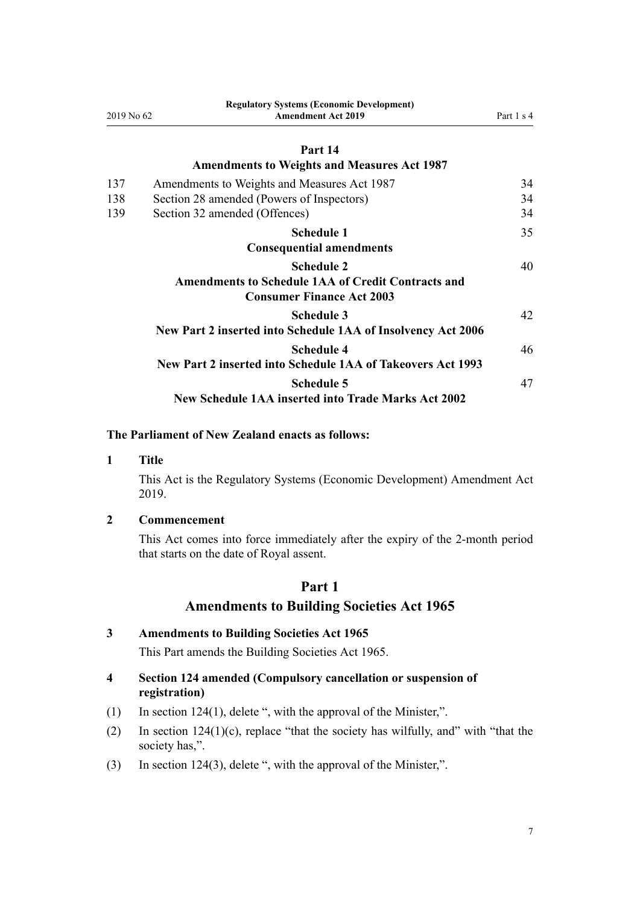### Part 14

### Amendments to Weights and Measures Act 1987

| | | |
|---|---|---|
| 137 | Amendments to Weights and Measures Act 1987 | 34 |
| 138 | Section 28 amended (Powers of Inspectors) | 34 |
| 139 | Section 32 amended (Offences) | 34 |
| | **Schedule 1** **Consequential amendments** | 35 |
| | **Schedule 2** **Amendments to Schedule 1AA of Credit Contracts and Consumer Finance Act 2003** | 40 |
| | **Schedule 3** **New Part 2 inserted into Schedule 1AA of Insolvency Act 2006** | 42 |
| | **Schedule 4** **New Part 2 inserted into Schedule 1AA of Takeovers Act 1993** | 46 |
| | **Schedule 5** **New Schedule 1AA inserted into Trade Marks Act 2002** | 47 |

**The Parliament of New Zealand enacts as follows:**

**1 Title**

This Act is the Regulatory Systems (Economic Development) Amendment Act 2019.

**2 Commencement**

This Act comes into force immediately after the expiry of the 2-month period that starts on the date of Royal assent.

## Part 1

## Amendments to Building Societies Act 1965

**3 Amendments to Building Societies Act 1965**

This Part amends the Building Societies Act 1965.

**4 Section 124 amended (Compulsory cancellation or suspension of registration)**

(1) In section 124(1), delete ", with the approval of the Minister,".

(2) In section 124(1)(c), replace "that the society has wilfully, and" with "that the society has,".

(3) In section 124(3), delete ", with the approval of the Minister,".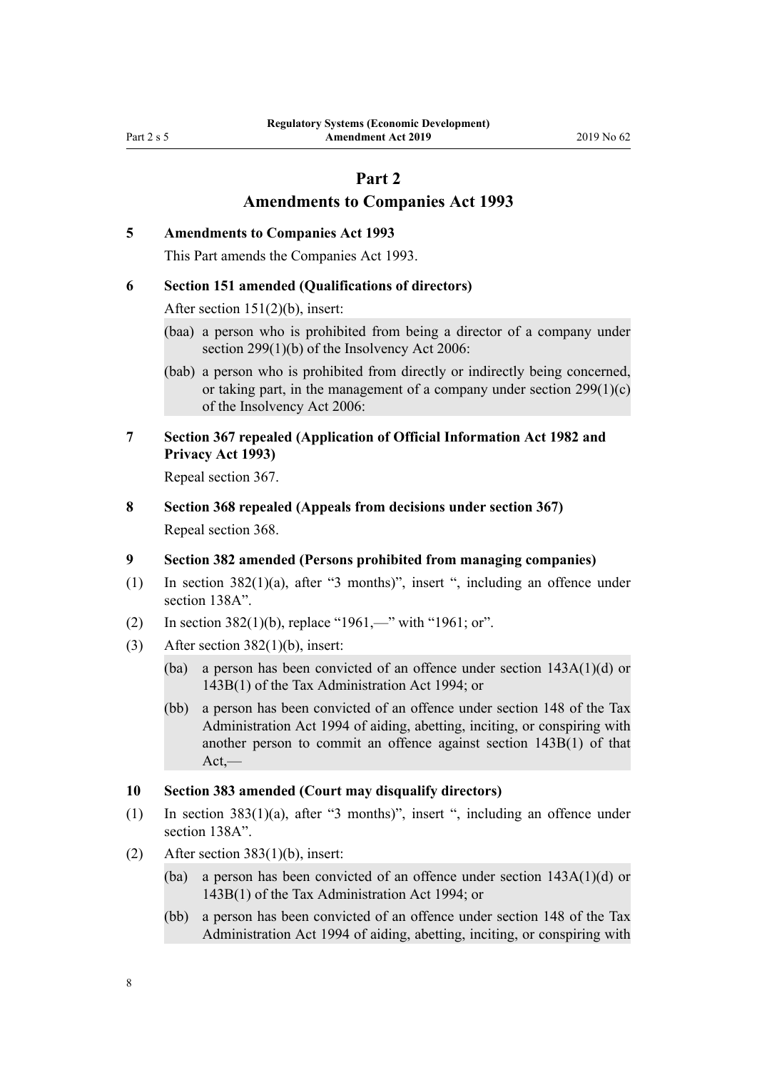# Part 2
# Amendments to Companies Act 1993

### 5 Amendments to Companies Act 1993

This Part amends the Companies Act 1993.

### 6 Section 151 amended (Qualifications of directors)

After section 151(2)(b), insert:

(baa) a person who is prohibited from being a director of a company under section 299(1)(b) of the Insolvency Act 2006:

(bab) a person who is prohibited from directly or indirectly being concerned, or taking part, in the management of a company under section 299(1)(c) of the Insolvency Act 2006:

### 7 Section 367 repealed (Application of Official Information Act 1982 and Privacy Act 1993)

Repeal section 367.

### 8 Section 368 repealed (Appeals from decisions under section 367)

Repeal section 368.

### 9 Section 382 amended (Persons prohibited from managing companies)

(1) In section 382(1)(a), after "3 months)", insert ", including an offence under section 138A".

(2) In section 382(1)(b), replace "1961,—" with "1961; or".

(3) After section 382(1)(b), insert:

(ba) a person has been convicted of an offence under section 143A(1)(d) or 143B(1) of the Tax Administration Act 1994; or

(bb) a person has been convicted of an offence under section 148 of the Tax Administration Act 1994 of aiding, abetting, inciting, or conspiring with another person to commit an offence against section 143B(1) of that Act,—

### 10 Section 383 amended (Court may disqualify directors)

(1) In section 383(1)(a), after "3 months)", insert ", including an offence under section 138A".

(2) After section 383(1)(b), insert:

(ba) a person has been convicted of an offence under section 143A(1)(d) or 143B(1) of the Tax Administration Act 1994; or

(bb) a person has been convicted of an offence under section 148 of the Tax Administration Act 1994 of aiding, abetting, inciting, or conspiring with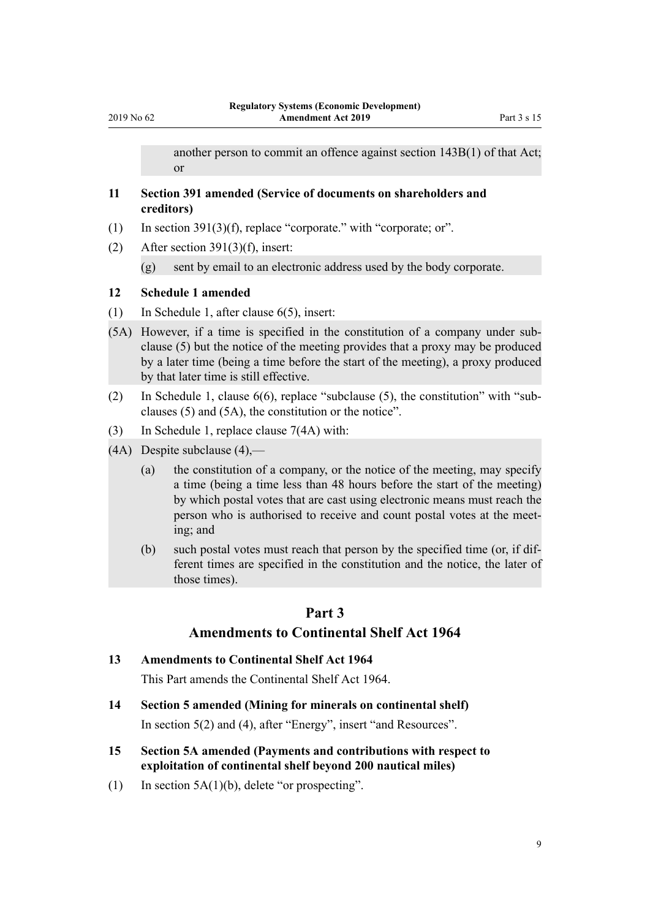another person to commit an offence against section 143B(1) of that Act; or

**11 Section 391 amended (Service of documents on shareholders and creditors)**

(1) In section 391(3)(f), replace "corporate." with "corporate; or".

(2) After section 391(3)(f), insert:

(g) sent by email to an electronic address used by the body corporate.

**12 Schedule 1 amended**

(1) In Schedule 1, after clause 6(5), insert:

(5A) However, if a time is specified in the constitution of a company under subclause (5) but the notice of the meeting provides that a proxy may be produced by a later time (being a time before the start of the meeting), a proxy produced by that later time is still effective.

(2) In Schedule 1, clause 6(6), replace "subclause (5), the constitution" with "subclauses (5) and (5A), the constitution or the notice".

(3) In Schedule 1, replace clause 7(4A) with:

(4A) Despite subclause (4),—

(a) the constitution of a company, or the notice of the meeting, may specify a time (being a time less than 48 hours before the start of the meeting) by which postal votes that are cast using electronic means must reach the person who is authorised to receive and count postal votes at the meeting; and

(b) such postal votes must reach that person by the specified time (or, if different times are specified in the constitution and the notice, the later of those times).

## Part 3
## Amendments to Continental Shelf Act 1964

**13 Amendments to Continental Shelf Act 1964**

This Part amends the Continental Shelf Act 1964.

**14 Section 5 amended (Mining for minerals on continental shelf)**

In section 5(2) and (4), after "Energy", insert "and Resources".

**15 Section 5A amended (Payments and contributions with respect to exploitation of continental shelf beyond 200 nautical miles)**

(1) In section 5A(1)(b), delete "or prospecting".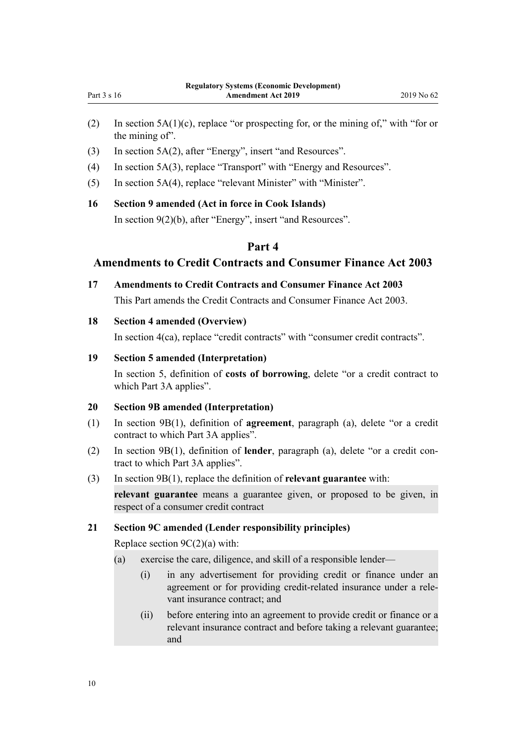(2) In section 5A(1)(c), replace "or prospecting for, or the mining of," with "for or the mining of".

(3) In section 5A(2), after "Energy", insert "and Resources".

(4) In section 5A(3), replace "Transport" with "Energy and Resources".

(5) In section 5A(4), replace "relevant Minister" with "Minister".

### 16 Section 9 amended (Act in force in Cook Islands)

In section 9(2)(b), after "Energy", insert "and Resources".

## Part 4

## Amendments to Credit Contracts and Consumer Finance Act 2003

### 17 Amendments to Credit Contracts and Consumer Finance Act 2003

This Part amends the Credit Contracts and Consumer Finance Act 2003.

### 18 Section 4 amended (Overview)

In section 4(ca), replace "credit contracts" with "consumer credit contracts".

### 19 Section 5 amended (Interpretation)

In section 5, definition of **costs of borrowing**, delete "or a credit contract to which Part 3A applies".

### 20 Section 9B amended (Interpretation)

(1) In section 9B(1), definition of **agreement**, paragraph (a), delete "or a credit contract to which Part 3A applies".

(2) In section 9B(1), definition of **lender**, paragraph (a), delete "or a credit contract to which Part 3A applies".

(3) In section 9B(1), replace the definition of **relevant guarantee** with:

> **relevant guarantee** means a guarantee given, or proposed to be given, in respect of a consumer credit contract

### 21 Section 9C amended (Lender responsibility principles)

Replace section 9C(2)(a) with:

> (a) exercise the care, diligence, and skill of a responsible lender—
>
> (i) in any advertisement for providing credit or finance under an agreement or for providing credit-related insurance under a relevant insurance contract; and
>
> (ii) before entering into an agreement to provide credit or finance or a relevant insurance contract and before taking a relevant guarantee; and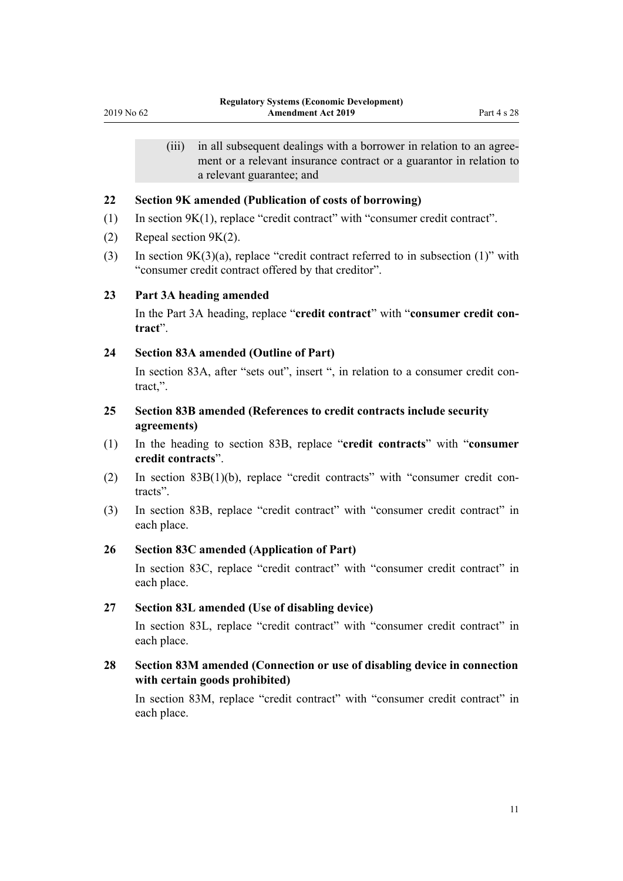(iii) in all subsequent dealings with a borrower in relation to an agreement or a relevant insurance contract or a guarantor in relation to a relevant guarantee; and

### 22 Section 9K amended (Publication of costs of borrowing)

(1) In section 9K(1), replace "credit contract" with "consumer credit contract".

(2) Repeal section 9K(2).

(3) In section 9K(3)(a), replace "credit contract referred to in subsection (1)" with "consumer credit contract offered by that creditor".

### 23 Part 3A heading amended

In the Part 3A heading, replace "**credit contract**" with "**consumer credit contract**".

### 24 Section 83A amended (Outline of Part)

In section 83A, after "sets out", insert ", in relation to a consumer credit contract,".

### 25 Section 83B amended (References to credit contracts include security agreements)

(1) In the heading to section 83B, replace "**credit contracts**" with "**consumer credit contracts**".

(2) In section 83B(1)(b), replace "credit contracts" with "consumer credit contracts".

(3) In section 83B, replace "credit contract" with "consumer credit contract" in each place.

### 26 Section 83C amended (Application of Part)

In section 83C, replace "credit contract" with "consumer credit contract" in each place.

### 27 Section 83L amended (Use of disabling device)

In section 83L, replace "credit contract" with "consumer credit contract" in each place.

### 28 Section 83M amended (Connection or use of disabling device in connection with certain goods prohibited)

In section 83M, replace "credit contract" with "consumer credit contract" in each place.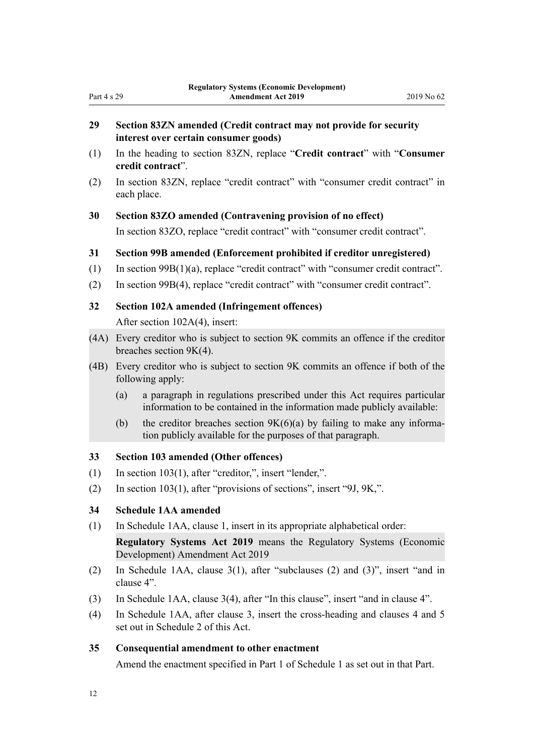### 29 Section 83ZN amended (Credit contract may not provide for security interest over certain consumer goods)

(1) In the heading to section 83ZN, replace "**Credit contract**" with "**Consumer credit contract**".

(2) In section 83ZN, replace "credit contract" with "consumer credit contract" in each place.

### 30 Section 83ZO amended (Contravening provision of no effect)

In section 83ZO, replace "credit contract" with "consumer credit contract".

### 31 Section 99B amended (Enforcement prohibited if creditor unregistered)

(1) In section 99B(1)(a), replace "credit contract" with "consumer credit contract".

(2) In section 99B(4), replace "credit contract" with "consumer credit contract".

### 32 Section 102A amended (Infringement offences)

After section 102A(4), insert:

(4A) Every creditor who is subject to section 9K commits an offence if the creditor breaches section 9K(4).

(4B) Every creditor who is subject to section 9K commits an offence if both of the following apply:

(a) a paragraph in regulations prescribed under this Act requires particular information to be contained in the information made publicly available:

(b) the creditor breaches section 9K(6)(a) by failing to make any information publicly available for the purposes of that paragraph.

### 33 Section 103 amended (Other offences)

(1) In section 103(1), after "creditor,", insert "lender,".

(2) In section 103(1), after "provisions of sections", insert "9J, 9K,".

### 34 Schedule 1AA amended

(1) In Schedule 1AA, clause 1, insert in its appropriate alphabetical order:

**Regulatory Systems Act 2019** means the Regulatory Systems (Economic Development) Amendment Act 2019

(2) In Schedule 1AA, clause 3(1), after "subclauses (2) and (3)", insert "and in clause 4".

(3) In Schedule 1AA, clause 3(4), after "In this clause", insert "and in clause 4".

(4) In Schedule 1AA, after clause 3, insert the cross-heading and clauses 4 and 5 set out in Schedule 2 of this Act.

### 35 Consequential amendment to other enactment

Amend the enactment specified in Part 1 of Schedule 1 as set out in that Part.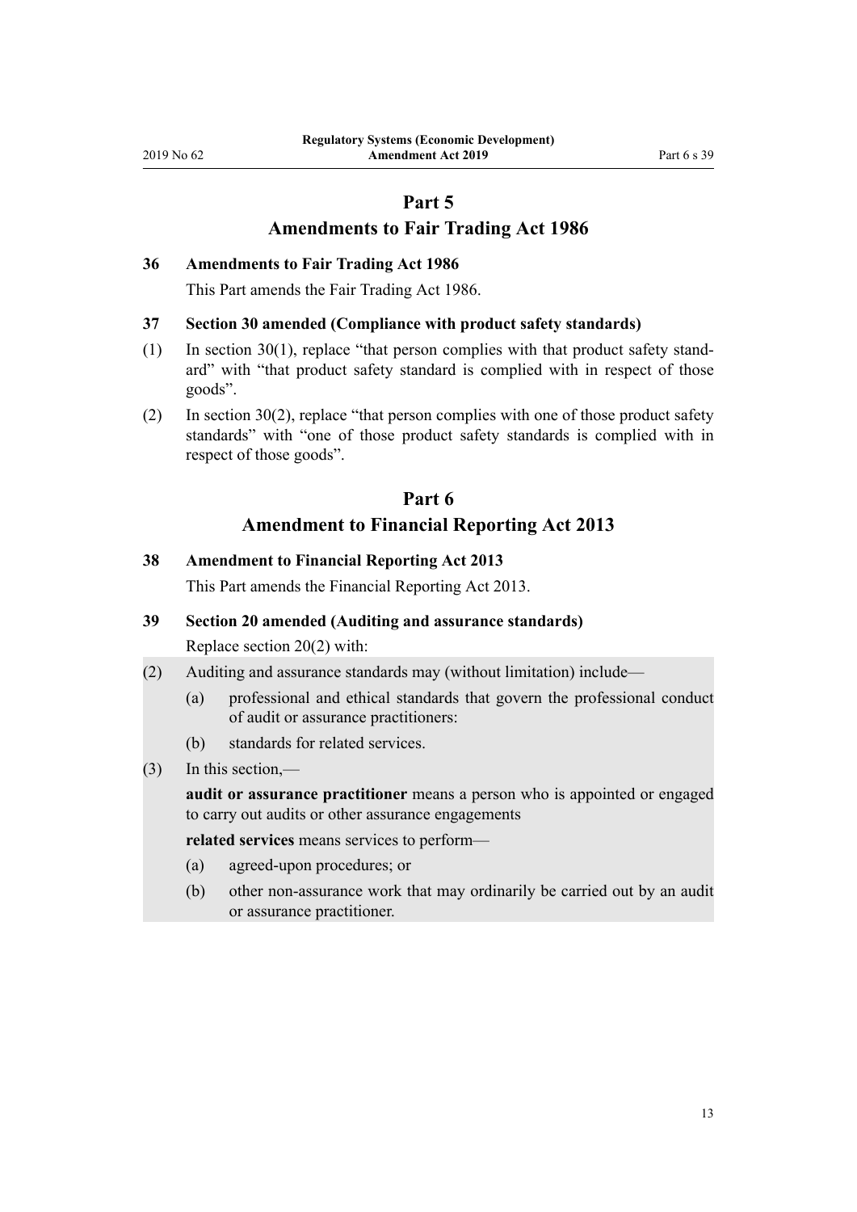## Part 5
## Amendments to Fair Trading Act 1986

### 36 Amendments to Fair Trading Act 1986

This Part amends the Fair Trading Act 1986.

### 37 Section 30 amended (Compliance with product safety standards)

(1) In section 30(1), replace "that person complies with that product safety standard" with "that product safety standard is complied with in respect of those goods".

(2) In section 30(2), replace "that person complies with one of those product safety standards" with "one of those product safety standards is complied with in respect of those goods".

## Part 6
## Amendment to Financial Reporting Act 2013

### 38 Amendment to Financial Reporting Act 2013

This Part amends the Financial Reporting Act 2013.

### 39 Section 20 amended (Auditing and assurance standards)

Replace section 20(2) with:

(2) Auditing and assurance standards may (without limitation) include—

  (a) professional and ethical standards that govern the professional conduct of audit or assurance practitioners:

  (b) standards for related services.

(3) In this section,—

**audit or assurance practitioner** means a person who is appointed or engaged to carry out audits or other assurance engagements

**related services** means services to perform—

  (a) agreed-upon procedures; or

  (b) other non-assurance work that may ordinarily be carried out by an audit or assurance practitioner.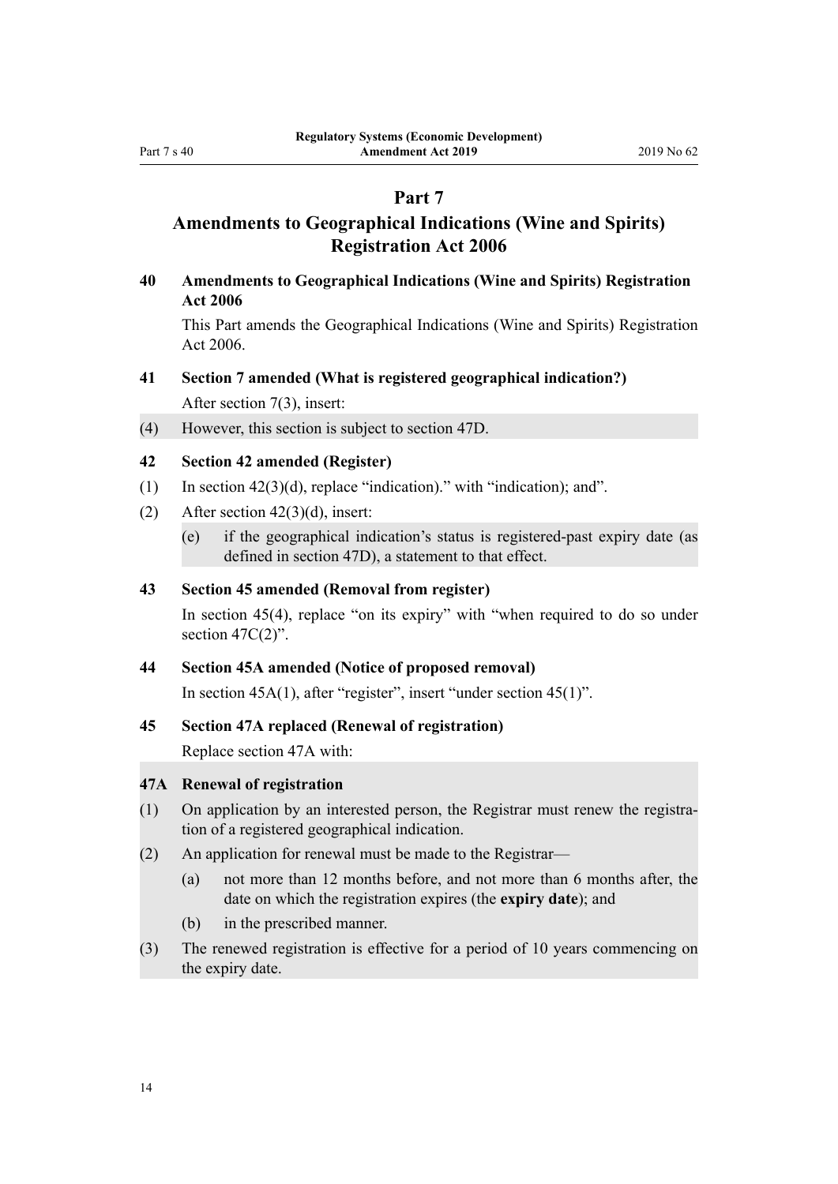# Part 7
# Amendments to Geographical Indications (Wine and Spirits) Registration Act 2006

### 40 Amendments to Geographical Indications (Wine and Spirits) Registration Act 2006

This Part amends the Geographical Indications (Wine and Spirits) Registration Act 2006.

### 41 Section 7 amended (What is registered geographical indication?)

After section 7(3), insert:

(4) However, this section is subject to section 47D.

### 42 Section 42 amended (Register)

(1) In section 42(3)(d), replace "indication)." with "indication); and".

(2) After section 42(3)(d), insert:

(e) if the geographical indication's status is registered-past expiry date (as defined in section 47D), a statement to that effect.

### 43 Section 45 amended (Removal from register)

In section 45(4), replace "on its expiry" with "when required to do so under section 47C(2)".

### 44 Section 45A amended (Notice of proposed removal)

In section 45A(1), after "register", insert "under section 45(1)".

### 45 Section 47A replaced (Renewal of registration)

Replace section 47A with:

### 47A Renewal of registration

(1) On application by an interested person, the Registrar must renew the registration of a registered geographical indication.

(2) An application for renewal must be made to the Registrar—

(a) not more than 12 months before, and not more than 6 months after, the date on which the registration expires (the **expiry date**); and

(b) in the prescribed manner.

(3) The renewed registration is effective for a period of 10 years commencing on the expiry date.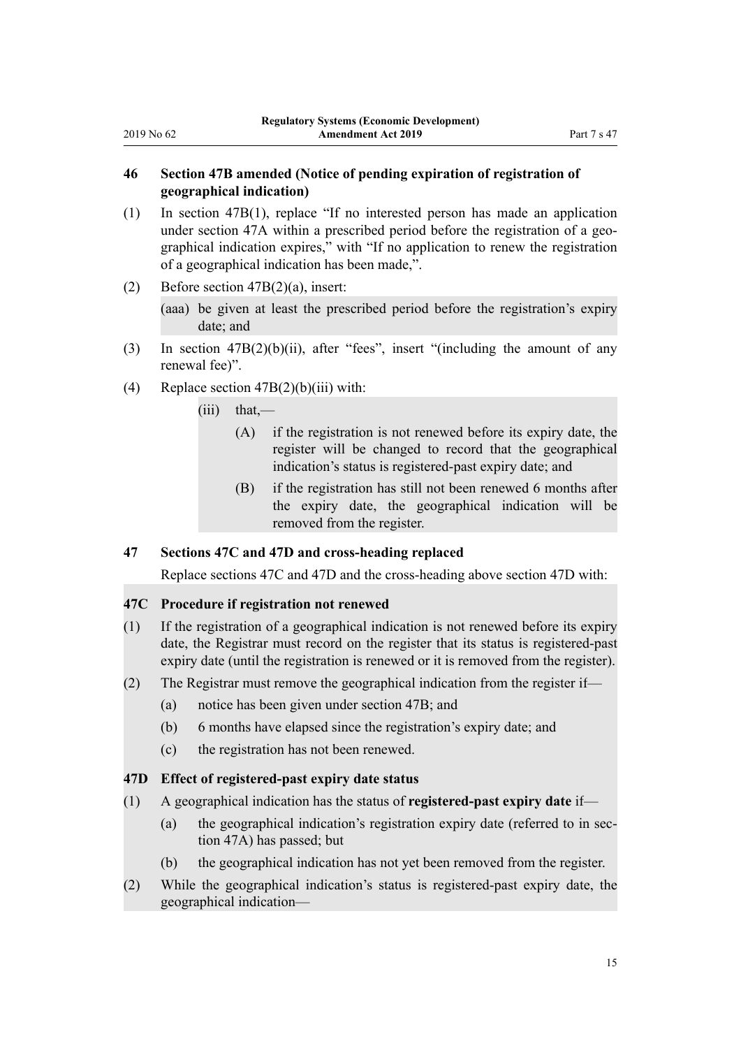### 46 Section 47B amended (Notice of pending expiration of registration of geographical indication)

(1) In section 47B(1), replace "If no interested person has made an application under section 47A within a prescribed period before the registration of a geographical indication expires," with "If no application to renew the registration of a geographical indication has been made,".

(2) Before section 47B(2)(a), insert:

(aaa) be given at least the prescribed period before the registration's expiry date; and

(3) In section 47B(2)(b)(ii), after "fees", insert "(including the amount of any renewal fee)".

(4) Replace section 47B(2)(b)(iii) with:

(iii) that,—

(A) if the registration is not renewed before its expiry date, the register will be changed to record that the geographical indication's status is registered-past expiry date; and

(B) if the registration has still not been renewed 6 months after the expiry date, the geographical indication will be removed from the register.

### 47 Sections 47C and 47D and cross-heading replaced

Replace sections 47C and 47D and the cross-heading above section 47D with:

#### 47C Procedure if registration not renewed

(1) If the registration of a geographical indication is not renewed before its expiry date, the Registrar must record on the register that its status is registered-past expiry date (until the registration is renewed or it is removed from the register).

(2) The Registrar must remove the geographical indication from the register if—

(a) notice has been given under section 47B; and

(b) 6 months have elapsed since the registration's expiry date; and

(c) the registration has not been renewed.

#### 47D Effect of registered-past expiry date status

(1) A geographical indication has the status of **registered-past expiry date** if—

(a) the geographical indication's registration expiry date (referred to in section 47A) has passed; but

(b) the geographical indication has not yet been removed from the register.

(2) While the geographical indication's status is registered-past expiry date, the geographical indication—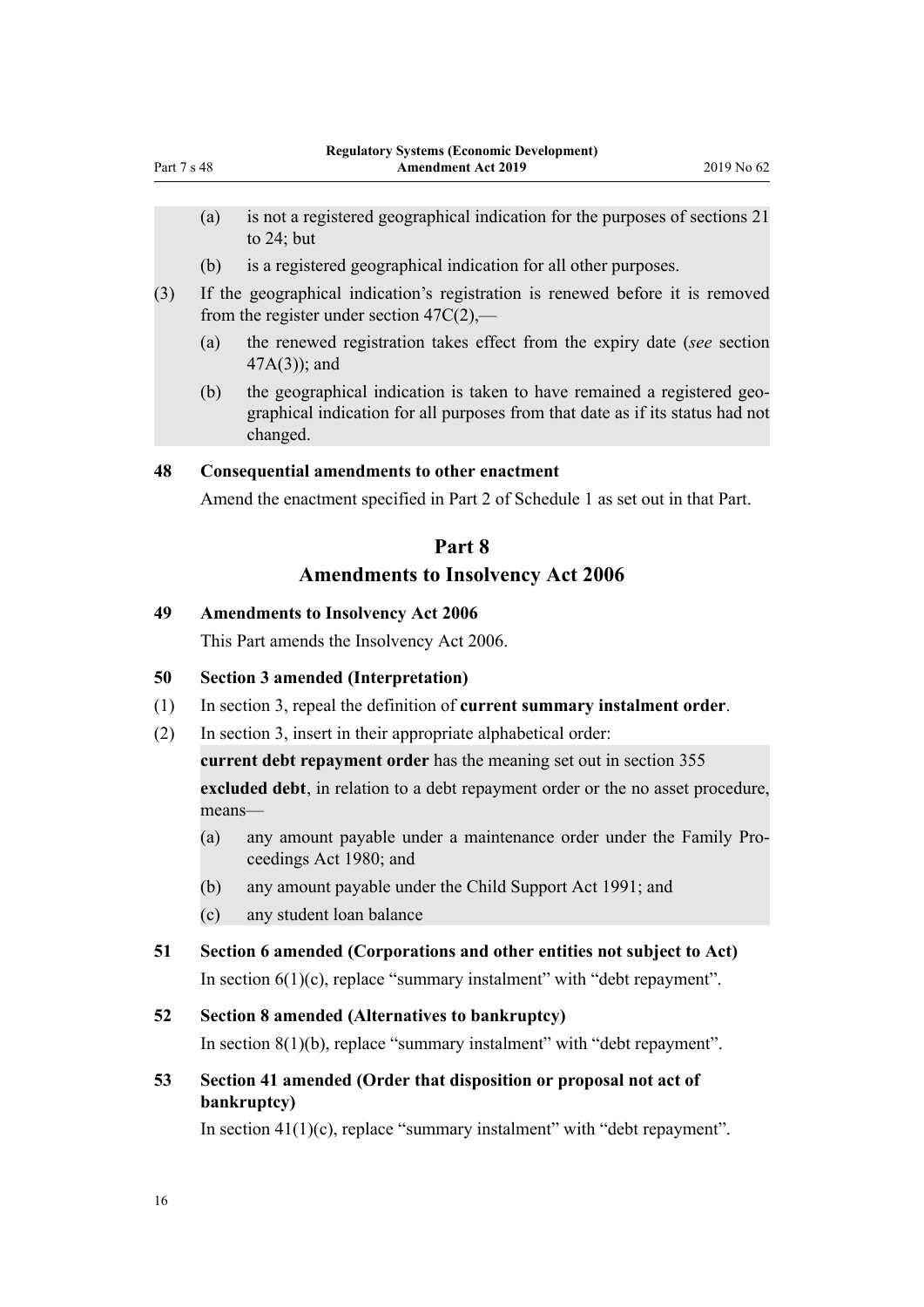(a) is not a registered geographical indication for the purposes of sections 21 to 24; but

(b) is a registered geographical indication for all other purposes.

(3) If the geographical indication's registration is renewed before it is removed from the register under section 47C(2),—

(a) the renewed registration takes effect from the expiry date (*see* section 47A(3)); and

(b) the geographical indication is taken to have remained a registered geographical indication for all purposes from that date as if its status had not changed.

### 48 Consequential amendments to other enactment

Amend the enactment specified in Part 2 of Schedule 1 as set out in that Part.

## Part 8
## Amendments to Insolvency Act 2006

### 49 Amendments to Insolvency Act 2006

This Part amends the Insolvency Act 2006.

### 50 Section 3 amended (Interpretation)

(1) In section 3, repeal the definition of **current summary instalment order**.

(2) In section 3, insert in their appropriate alphabetical order:

**current debt repayment order** has the meaning set out in section 355

**excluded debt**, in relation to a debt repayment order or the no asset procedure, means—

(a) any amount payable under a maintenance order under the Family Proceedings Act 1980; and

(b) any amount payable under the Child Support Act 1991; and

(c) any student loan balance

### 51 Section 6 amended (Corporations and other entities not subject to Act)

In section 6(1)(c), replace "summary instalment" with "debt repayment".

### 52 Section 8 amended (Alternatives to bankruptcy)

In section 8(1)(b), replace "summary instalment" with "debt repayment".

### 53 Section 41 amended (Order that disposition or proposal not act of bankruptcy)

In section 41(1)(c), replace "summary instalment" with "debt repayment".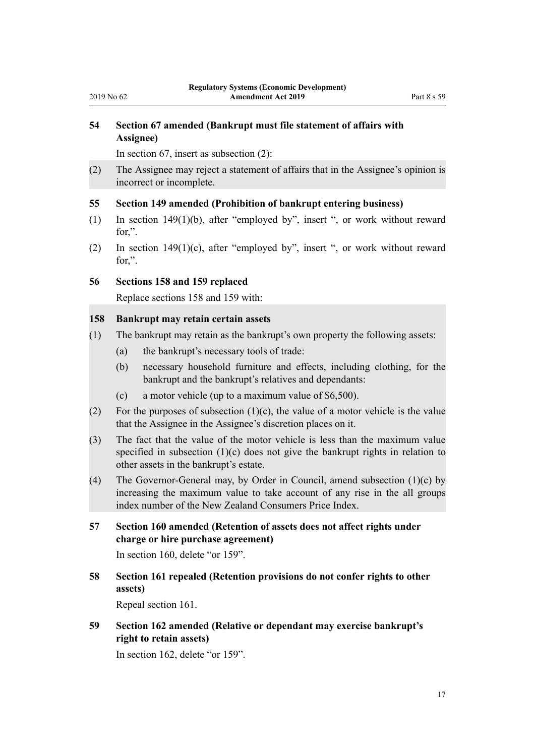### 54 Section 67 amended (Bankrupt must file statement of affairs with Assignee)

In section 67, insert as subsection (2):

(2) The Assignee may reject a statement of affairs that in the Assignee's opinion is incorrect or incomplete.

### 55 Section 149 amended (Prohibition of bankrupt entering business)

(1) In section 149(1)(b), after "employed by", insert ", or work without reward for,".

(2) In section 149(1)(c), after "employed by", insert ", or work without reward for,".

### 56 Sections 158 and 159 replaced

Replace sections 158 and 159 with:

**158 Bankrupt may retain certain assets**

(1) The bankrupt may retain as the bankrupt's own property the following assets:

(a) the bankrupt's necessary tools of trade:

(b) necessary household furniture and effects, including clothing, for the bankrupt and the bankrupt's relatives and dependants:

(c) a motor vehicle (up to a maximum value of $6,500).

(2) For the purposes of subsection (1)(c), the value of a motor vehicle is the value that the Assignee in the Assignee's discretion places on it.

(3) The fact that the value of the motor vehicle is less than the maximum value specified in subsection (1)(c) does not give the bankrupt rights in relation to other assets in the bankrupt's estate.

(4) The Governor-General may, by Order in Council, amend subsection (1)(c) by increasing the maximum value to take account of any rise in the all groups index number of the New Zealand Consumers Price Index.

### 57 Section 160 amended (Retention of assets does not affect rights under charge or hire purchase agreement)

In section 160, delete "or 159".

### 58 Section 161 repealed (Retention provisions do not confer rights to other assets)

Repeal section 161.

### 59 Section 162 amended (Relative or dependant may exercise bankrupt's right to retain assets)

In section 162, delete "or 159".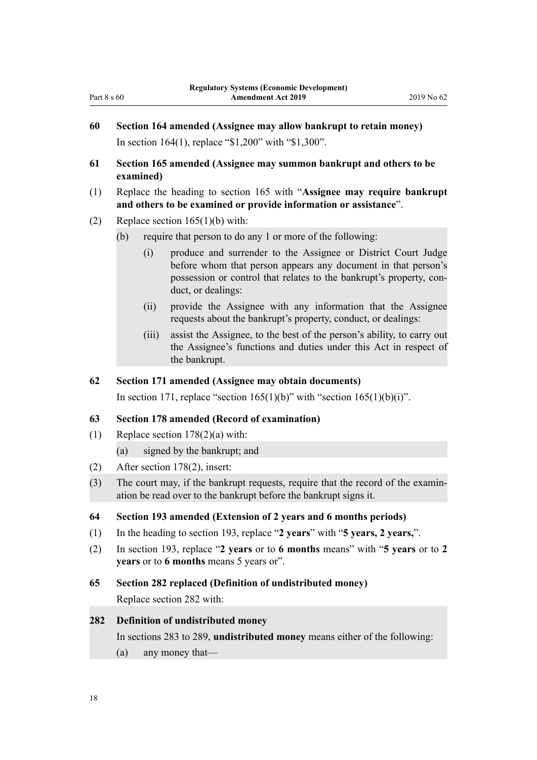### 60 Section 164 amended (Assignee may allow bankrupt to retain money)

In section 164(1), replace "$1,200" with "$1,300".

### 61 Section 165 amended (Assignee may summon bankrupt and others to be examined)

(1) Replace the heading to section 165 with "**Assignee may require bankrupt and others to be examined or provide information or assistance**".

(2) Replace section 165(1)(b) with:

> (b) require that person to do any 1 or more of the following:
>
> (i) produce and surrender to the Assignee or District Court Judge before whom that person appears any document in that person's possession or control that relates to the bankrupt's property, conduct, or dealings:
>
> (ii) provide the Assignee with any information that the Assignee requests about the bankrupt's property, conduct, or dealings:
>
> (iii) assist the Assignee, to the best of the person's ability, to carry out the Assignee's functions and duties under this Act in respect of the bankrupt.

### 62 Section 171 amended (Assignee may obtain documents)

In section 171, replace "section 165(1)(b)" with "section 165(1)(b)(i)".

### 63 Section 178 amended (Record of examination)

(1) Replace section 178(2)(a) with:

> (a) signed by the bankrupt; and

(2) After section 178(2), insert:

> (3) The court may, if the bankrupt requests, require that the record of the examination be read over to the bankrupt before the bankrupt signs it.

### 64 Section 193 amended (Extension of 2 years and 6 months periods)

(1) In the heading to section 193, replace "**2 years**" with "**5 years, 2 years,**".

(2) In section 193, replace "**2 years** or to **6 months** means" with "**5 years** or to **2 years** or to **6 months** means 5 years or".

### 65 Section 282 replaced (Definition of undistributed money)

Replace section 282 with:

> **282 Definition of undistributed money**
>
> In sections 283 to 289, **undistributed money** means either of the following:
>
> (a) any money that—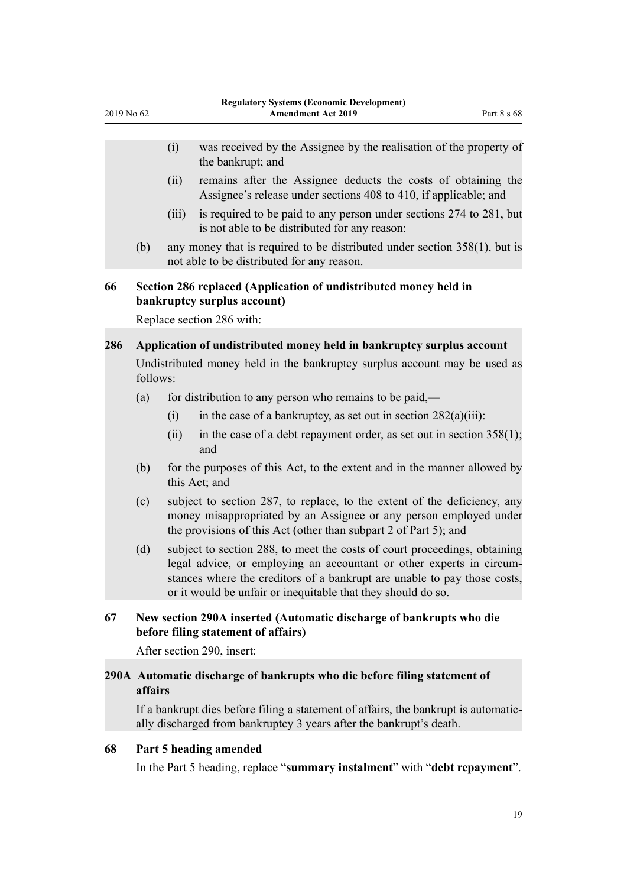(i) was received by the Assignee by the realisation of the property of the bankrupt; and

(ii) remains after the Assignee deducts the costs of obtaining the Assignee's release under sections 408 to 410, if applicable; and

(iii) is required to be paid to any person under sections 274 to 281, but is not able to be distributed for any reason:

(b) any money that is required to be distributed under section 358(1), but is not able to be distributed for any reason.

### 66 Section 286 replaced (Application of undistributed money held in bankruptcy surplus account)

Replace section 286 with:

### 286 Application of undistributed money held in bankruptcy surplus account

Undistributed money held in the bankruptcy surplus account may be used as follows:

(a) for distribution to any person who remains to be paid,—

(i) in the case of a bankruptcy, as set out in section 282(a)(iii):

(ii) in the case of a debt repayment order, as set out in section 358(1); and

(b) for the purposes of this Act, to the extent and in the manner allowed by this Act; and

(c) subject to section 287, to replace, to the extent of the deficiency, any money misappropriated by an Assignee or any person employed under the provisions of this Act (other than subpart 2 of Part 5); and

(d) subject to section 288, to meet the costs of court proceedings, obtaining legal advice, or employing an accountant or other experts in circumstances where the creditors of a bankrupt are unable to pay those costs, or it would be unfair or inequitable that they should do so.

### 67 New section 290A inserted (Automatic discharge of bankrupts who die before filing statement of affairs)

After section 290, insert:

### 290A Automatic discharge of bankrupts who die before filing statement of affairs

If a bankrupt dies before filing a statement of affairs, the bankrupt is automatically discharged from bankruptcy 3 years after the bankrupt's death.

### 68 Part 5 heading amended

In the Part 5 heading, replace "**summary instalment**" with "**debt repayment**".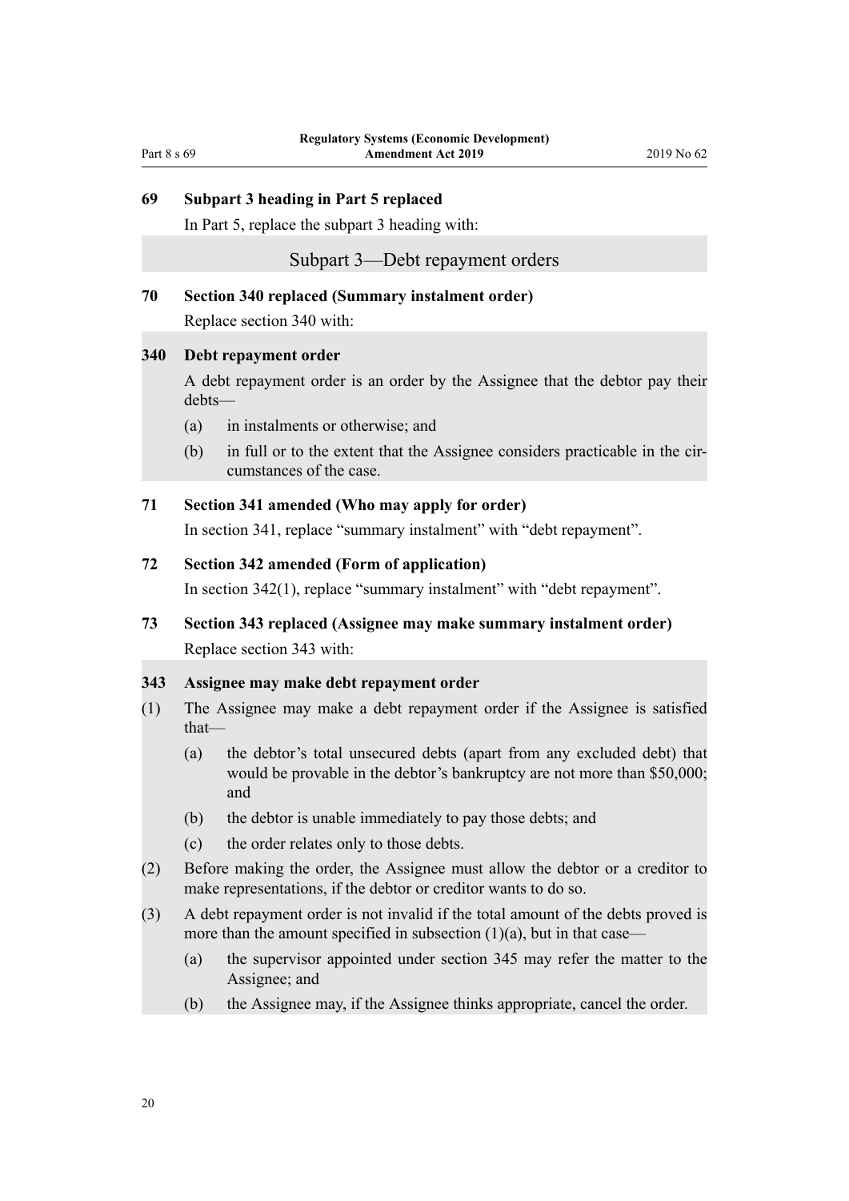### 69 Subpart 3 heading in Part 5 replaced

In Part 5, replace the subpart 3 heading with:

## Subpart 3—Debt repayment orders

### 70 Section 340 replaced (Summary instalment order)

Replace section 340 with:

**340 Debt repayment order**

A debt repayment order is an order by the Assignee that the debtor pay their debts—

(a) in instalments or otherwise; and

(b) in full or to the extent that the Assignee considers practicable in the circumstances of the case.

### 71 Section 341 amended (Who may apply for order)

In section 341, replace "summary instalment" with "debt repayment".

### 72 Section 342 amended (Form of application)

In section 342(1), replace "summary instalment" with "debt repayment".

### 73 Section 343 replaced (Assignee may make summary instalment order)

Replace section 343 with:

**343 Assignee may make debt repayment order**

(1) The Assignee may make a debt repayment order if the Assignee is satisfied that—

(a) the debtor's total unsecured debts (apart from any excluded debt) that would be provable in the debtor's bankruptcy are not more than $50,000; and

(b) the debtor is unable immediately to pay those debts; and

(c) the order relates only to those debts.

(2) Before making the order, the Assignee must allow the debtor or a creditor to make representations, if the debtor or creditor wants to do so.

(3) A debt repayment order is not invalid if the total amount of the debts proved is more than the amount specified in subsection (1)(a), but in that case—

(a) the supervisor appointed under section 345 may refer the matter to the Assignee; and

(b) the Assignee may, if the Assignee thinks appropriate, cancel the order.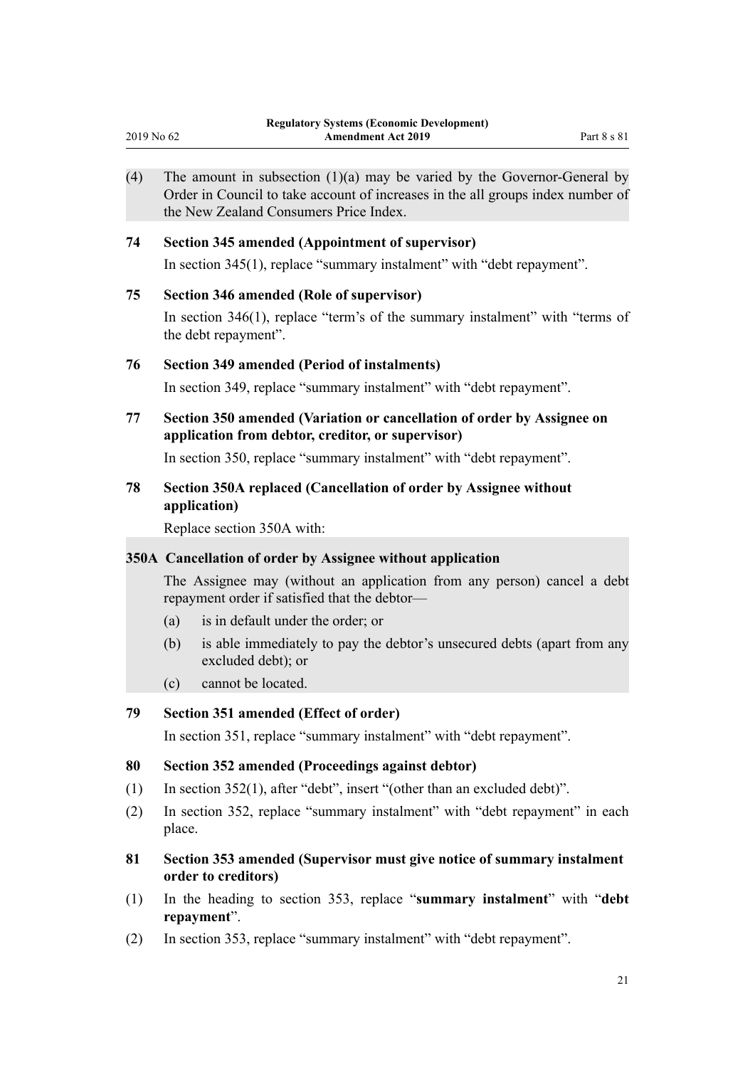(4) The amount in subsection (1)(a) may be varied by the Governor-General by Order in Council to take account of increases in the all groups index number of the New Zealand Consumers Price Index.

### 74 Section 345 amended (Appointment of supervisor)

In section 345(1), replace "summary instalment" with "debt repayment".

### 75 Section 346 amended (Role of supervisor)

In section 346(1), replace "term's of the summary instalment" with "terms of the debt repayment".

### 76 Section 349 amended (Period of instalments)

In section 349, replace "summary instalment" with "debt repayment".

### 77 Section 350 amended (Variation or cancellation of order by Assignee on application from debtor, creditor, or supervisor)

In section 350, replace "summary instalment" with "debt repayment".

### 78 Section 350A replaced (Cancellation of order by Assignee without application)

Replace section 350A with:

**350A Cancellation of order by Assignee without application**

The Assignee may (without an application from any person) cancel a debt repayment order if satisfied that the debtor—

(a) is in default under the order; or

(b) is able immediately to pay the debtor's unsecured debts (apart from any excluded debt); or

(c) cannot be located.

### 79 Section 351 amended (Effect of order)

In section 351, replace "summary instalment" with "debt repayment".

### 80 Section 352 amended (Proceedings against debtor)

(1) In section 352(1), after "debt", insert "(other than an excluded debt)".

(2) In section 352, replace "summary instalment" with "debt repayment" in each place.

### 81 Section 353 amended (Supervisor must give notice of summary instalment order to creditors)

(1) In the heading to section 353, replace "**summary instalment**" with "**debt repayment**".

(2) In section 353, replace "summary instalment" with "debt repayment".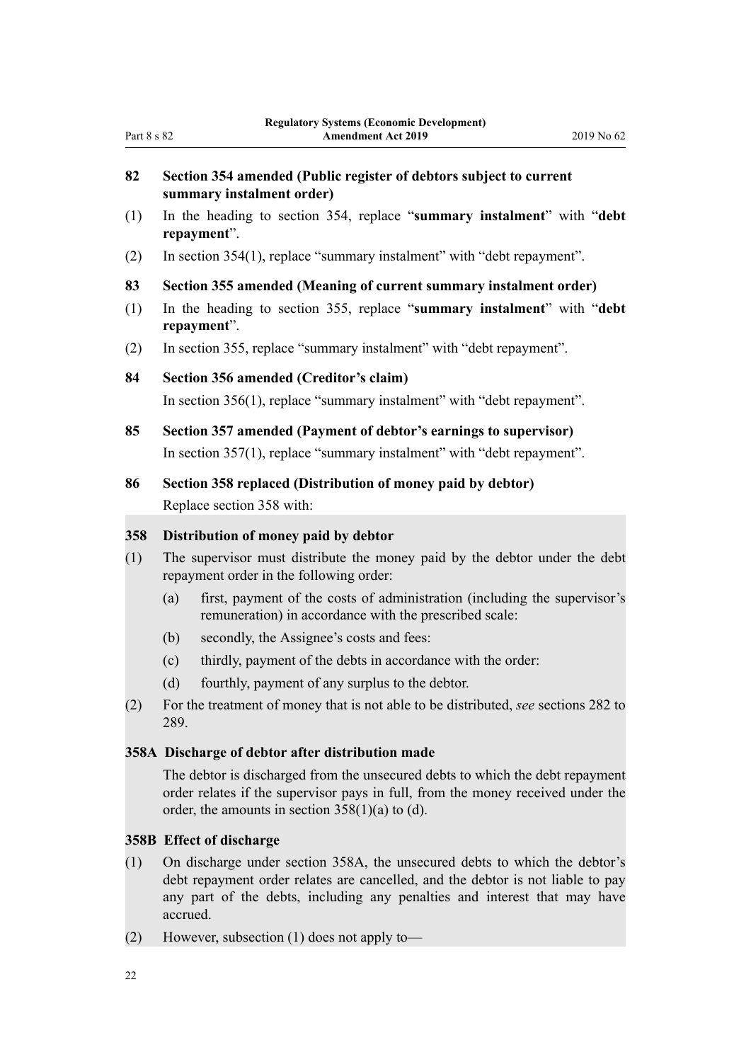### 82 Section 354 amended (Public register of debtors subject to current summary instalment order)

(1) In the heading to section 354, replace "**summary instalment**" with "**debt repayment**".

(2) In section 354(1), replace "summary instalment" with "debt repayment".

### 83 Section 355 amended (Meaning of current summary instalment order)

(1) In the heading to section 355, replace "**summary instalment**" with "**debt repayment**".

(2) In section 355, replace "summary instalment" with "debt repayment".

### 84 Section 356 amended (Creditor's claim)

In section 356(1), replace "summary instalment" with "debt repayment".

### 85 Section 357 amended (Payment of debtor's earnings to supervisor)

In section 357(1), replace "summary instalment" with "debt repayment".

### 86 Section 358 replaced (Distribution of money paid by debtor)

Replace section 358 with:

#### 358 Distribution of money paid by debtor

(1) The supervisor must distribute the money paid by the debtor under the debt repayment order in the following order:

- (a) first, payment of the costs of administration (including the supervisor's remuneration) in accordance with the prescribed scale:
- (b) secondly, the Assignee's costs and fees:
- (c) thirdly, payment of the debts in accordance with the order:
- (d) fourthly, payment of any surplus to the debtor.

(2) For the treatment of money that is not able to be distributed, *see* sections 282 to 289.

#### 358A Discharge of debtor after distribution made

The debtor is discharged from the unsecured debts to which the debt repayment order relates if the supervisor pays in full, from the money received under the order, the amounts in section 358(1)(a) to (d).

#### 358B Effect of discharge

(1) On discharge under section 358A, the unsecured debts to which the debtor's debt repayment order relates are cancelled, and the debtor is not liable to pay any part of the debts, including any penalties and interest that may have accrued.

(2) However, subsection (1) does not apply to—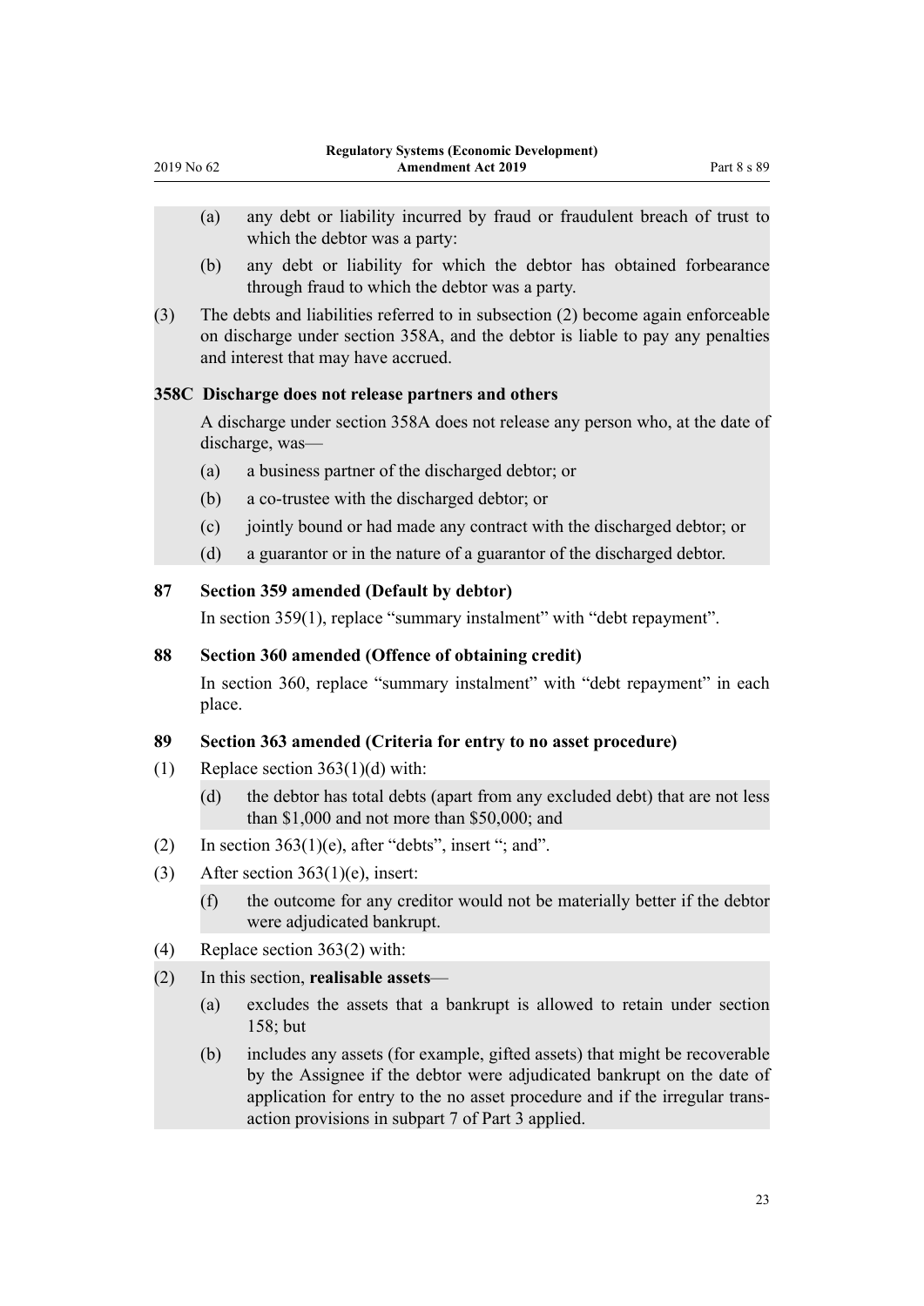(a) any debt or liability incurred by fraud or fraudulent breach of trust to which the debtor was a party:

(b) any debt or liability for which the debtor has obtained forbearance through fraud to which the debtor was a party.

(3) The debts and liabilities referred to in subsection (2) become again enforceable on discharge under section 358A, and the debtor is liable to pay any penalties and interest that may have accrued.

**358C Discharge does not release partners and others**

A discharge under section 358A does not release any person who, at the date of discharge, was—

(a) a business partner of the discharged debtor; or

(b) a co-trustee with the discharged debtor; or

(c) jointly bound or had made any contract with the discharged debtor; or

(d) a guarantor or in the nature of a guarantor of the discharged debtor.

### 87 Section 359 amended (Default by debtor)

In section 359(1), replace "summary instalment" with "debt repayment".

### 88 Section 360 amended (Offence of obtaining credit)

In section 360, replace "summary instalment" with "debt repayment" in each place.

### 89 Section 363 amended (Criteria for entry to no asset procedure)

(1) Replace section 363(1)(d) with:

(d) the debtor has total debts (apart from any excluded debt) that are not less than $1,000 and not more than $50,000; and

(2) In section 363(1)(e), after "debts", insert "; and".

(3) After section 363(1)(e), insert:

(f) the outcome for any creditor would not be materially better if the debtor were adjudicated bankrupt.

(4) Replace section 363(2) with:

(2) In this section, **realisable assets**—

(a) excludes the assets that a bankrupt is allowed to retain under section 158; but

(b) includes any assets (for example, gifted assets) that might be recoverable by the Assignee if the debtor were adjudicated bankrupt on the date of application for entry to the no asset procedure and if the irregular transaction provisions in subpart 7 of Part 3 applied.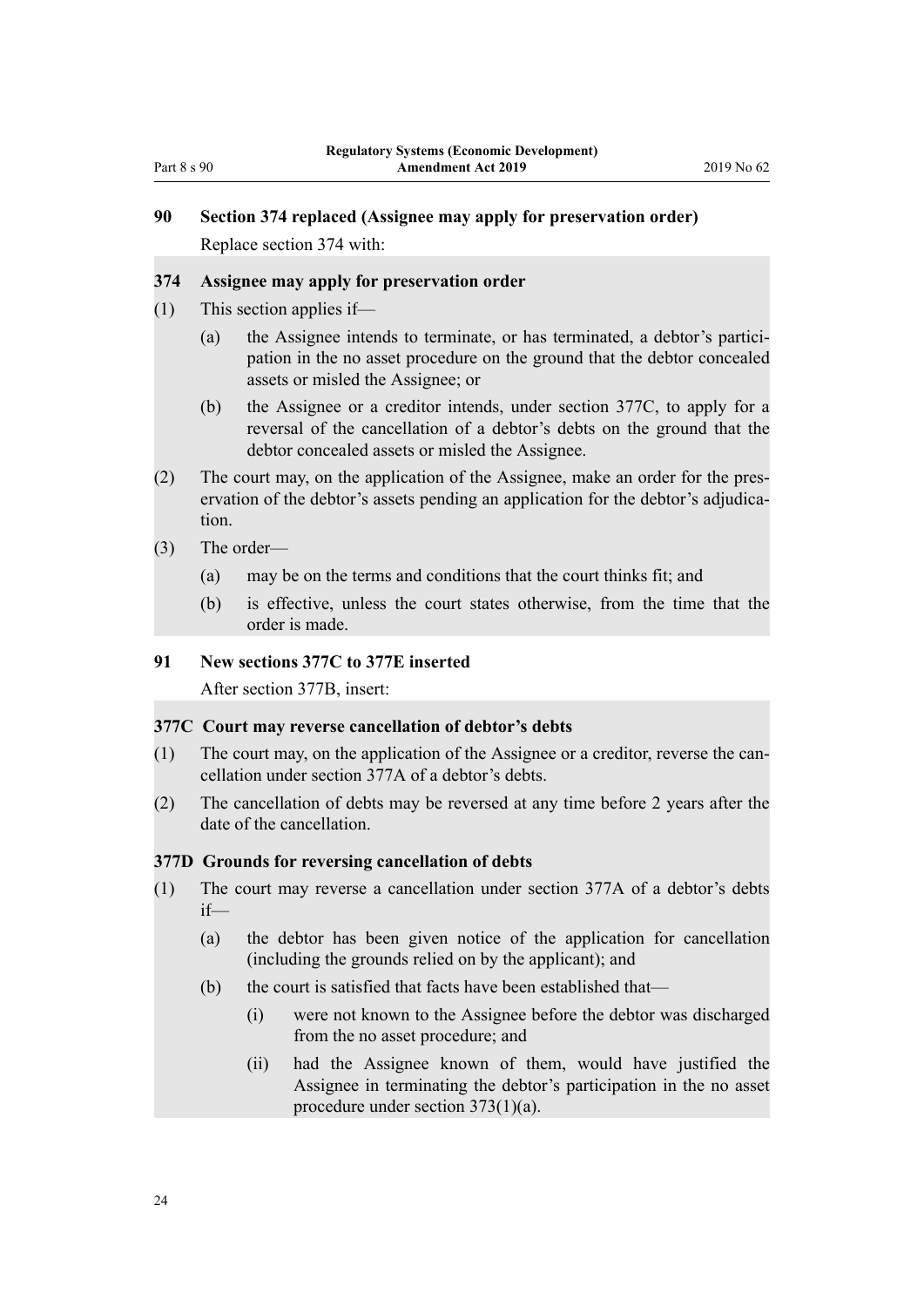### 90 Section 374 replaced (Assignee may apply for preservation order)

Replace section 374 with:

#### 374 Assignee may apply for preservation order

(1) This section applies if—

(a) the Assignee intends to terminate, or has terminated, a debtor's participation in the no asset procedure on the ground that the debtor concealed assets or misled the Assignee; or

(b) the Assignee or a creditor intends, under section 377C, to apply for a reversal of the cancellation of a debtor's debts on the ground that the debtor concealed assets or misled the Assignee.

(2) The court may, on the application of the Assignee, make an order for the preservation of the debtor's assets pending an application for the debtor's adjudication.

(3) The order—

(a) may be on the terms and conditions that the court thinks fit; and

(b) is effective, unless the court states otherwise, from the time that the order is made.

### 91 New sections 377C to 377E inserted

After section 377B, insert:

#### 377C Court may reverse cancellation of debtor's debts

(1) The court may, on the application of the Assignee or a creditor, reverse the cancellation under section 377A of a debtor's debts.

(2) The cancellation of debts may be reversed at any time before 2 years after the date of the cancellation.

#### 377D Grounds for reversing cancellation of debts

(1) The court may reverse a cancellation under section 377A of a debtor's debts if—

(a) the debtor has been given notice of the application for cancellation (including the grounds relied on by the applicant); and

(b) the court is satisfied that facts have been established that—

(i) were not known to the Assignee before the debtor was discharged from the no asset procedure; and

(ii) had the Assignee known of them, would have justified the Assignee in terminating the debtor's participation in the no asset procedure under section 373(1)(a).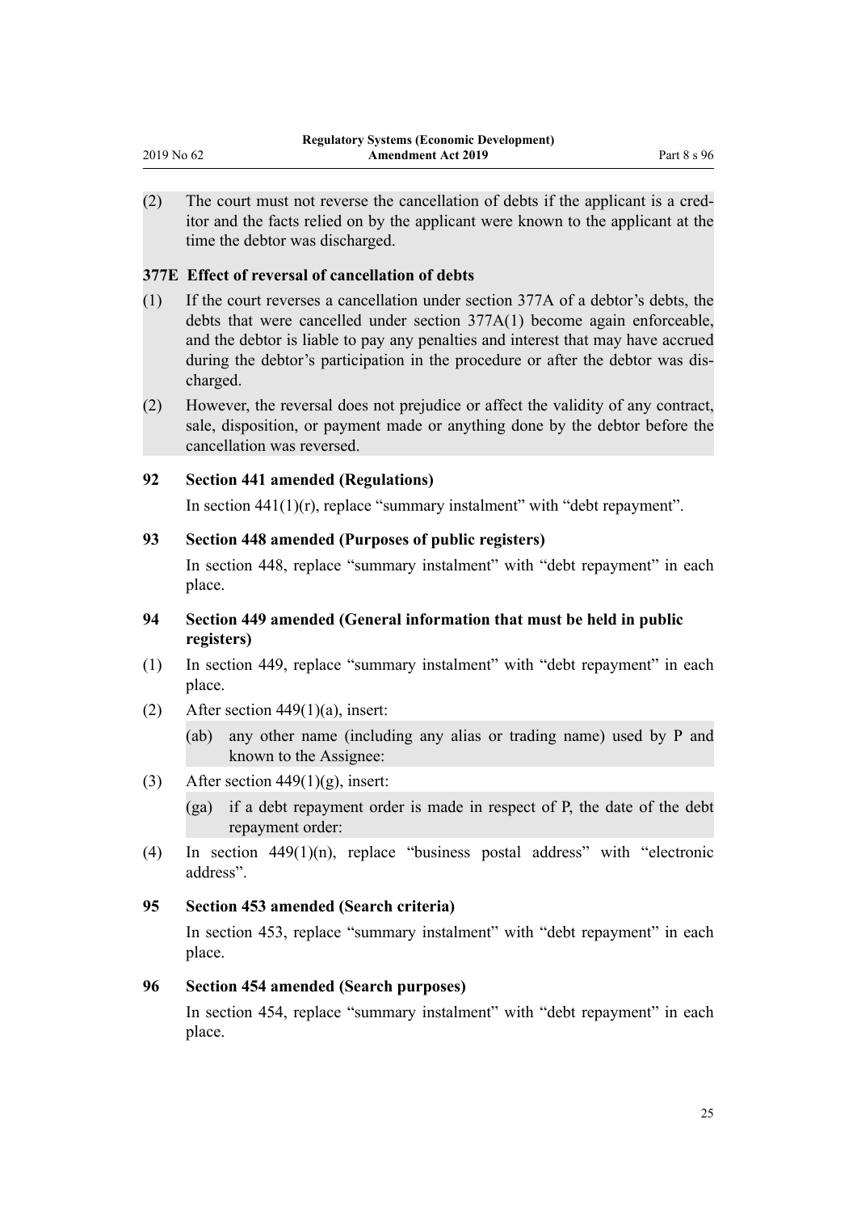(2) The court must not reverse the cancellation of debts if the applicant is a creditor and the facts relied on by the applicant were known to the applicant at the time the debtor was discharged.

**377E Effect of reversal of cancellation of debts**

(1) If the court reverses a cancellation under section 377A of a debtor's debts, the debts that were cancelled under section 377A(1) become again enforceable, and the debtor is liable to pay any penalties and interest that may have accrued during the debtor's participation in the procedure or after the debtor was discharged.

(2) However, the reversal does not prejudice or affect the validity of any contract, sale, disposition, or payment made or anything done by the debtor before the cancellation was reversed.

### 92 Section 441 amended (Regulations)

In section 441(1)(r), replace "summary instalment" with "debt repayment".

### 93 Section 448 amended (Purposes of public registers)

In section 448, replace "summary instalment" with "debt repayment" in each place.

### 94 Section 449 amended (General information that must be held in public registers)

(1) In section 449, replace "summary instalment" with "debt repayment" in each place.

(2) After section 449(1)(a), insert:

(ab) any other name (including any alias or trading name) used by P and known to the Assignee:

(3) After section 449(1)(g), insert:

(ga) if a debt repayment order is made in respect of P, the date of the debt repayment order:

(4) In section 449(1)(n), replace "business postal address" with "electronic address".

### 95 Section 453 amended (Search criteria)

In section 453, replace "summary instalment" with "debt repayment" in each place.

### 96 Section 454 amended (Search purposes)

In section 454, replace "summary instalment" with "debt repayment" in each place.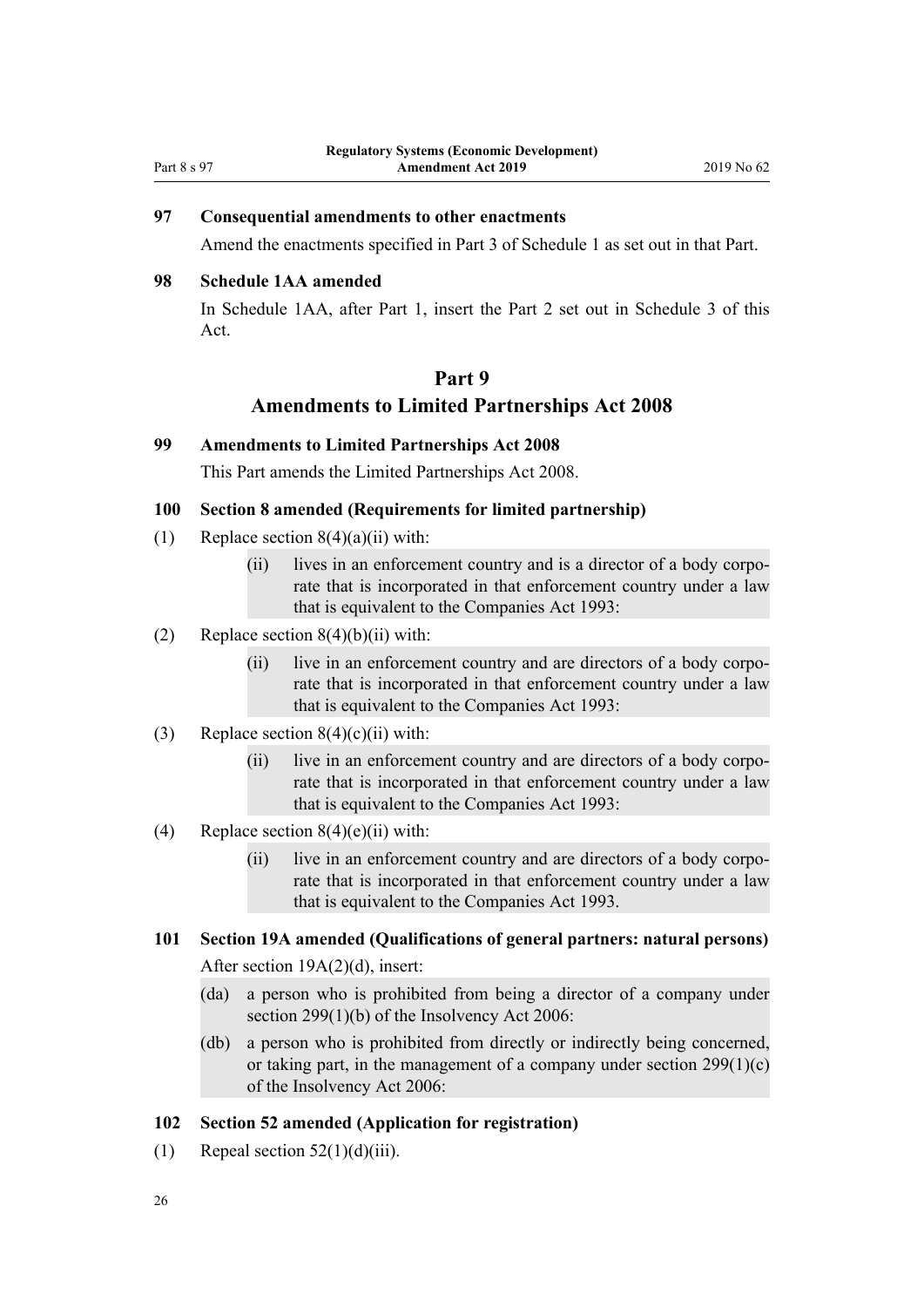### 97 Consequential amendments to other enactments

Amend the enactments specified in Part 3 of Schedule 1 as set out in that Part.

### 98 Schedule 1AA amended

In Schedule 1AA, after Part 1, insert the Part 2 set out in Schedule 3 of this Act.

## Part 9
## Amendments to Limited Partnerships Act 2008

### 99 Amendments to Limited Partnerships Act 2008

This Part amends the Limited Partnerships Act 2008.

### 100 Section 8 amended (Requirements for limited partnership)

(1) Replace section 8(4)(a)(ii) with:

> (ii) lives in an enforcement country and is a director of a body corporate that is incorporated in that enforcement country under a law that is equivalent to the Companies Act 1993:

(2) Replace section 8(4)(b)(ii) with:

> (ii) live in an enforcement country and are directors of a body corporate that is incorporated in that enforcement country under a law that is equivalent to the Companies Act 1993:

(3) Replace section 8(4)(c)(ii) with:

> (ii) live in an enforcement country and are directors of a body corporate that is incorporated in that enforcement country under a law that is equivalent to the Companies Act 1993:

(4) Replace section 8(4)(e)(ii) with:

> (ii) live in an enforcement country and are directors of a body corporate that is incorporated in that enforcement country under a law that is equivalent to the Companies Act 1993.

### 101 Section 19A amended (Qualifications of general partners: natural persons)

After section 19A(2)(d), insert:

> (da) a person who is prohibited from being a director of a company under section 299(1)(b) of the Insolvency Act 2006:
>
> (db) a person who is prohibited from directly or indirectly being concerned, or taking part, in the management of a company under section 299(1)(c) of the Insolvency Act 2006:

### 102 Section 52 amended (Application for registration)

(1) Repeal section 52(1)(d)(iii).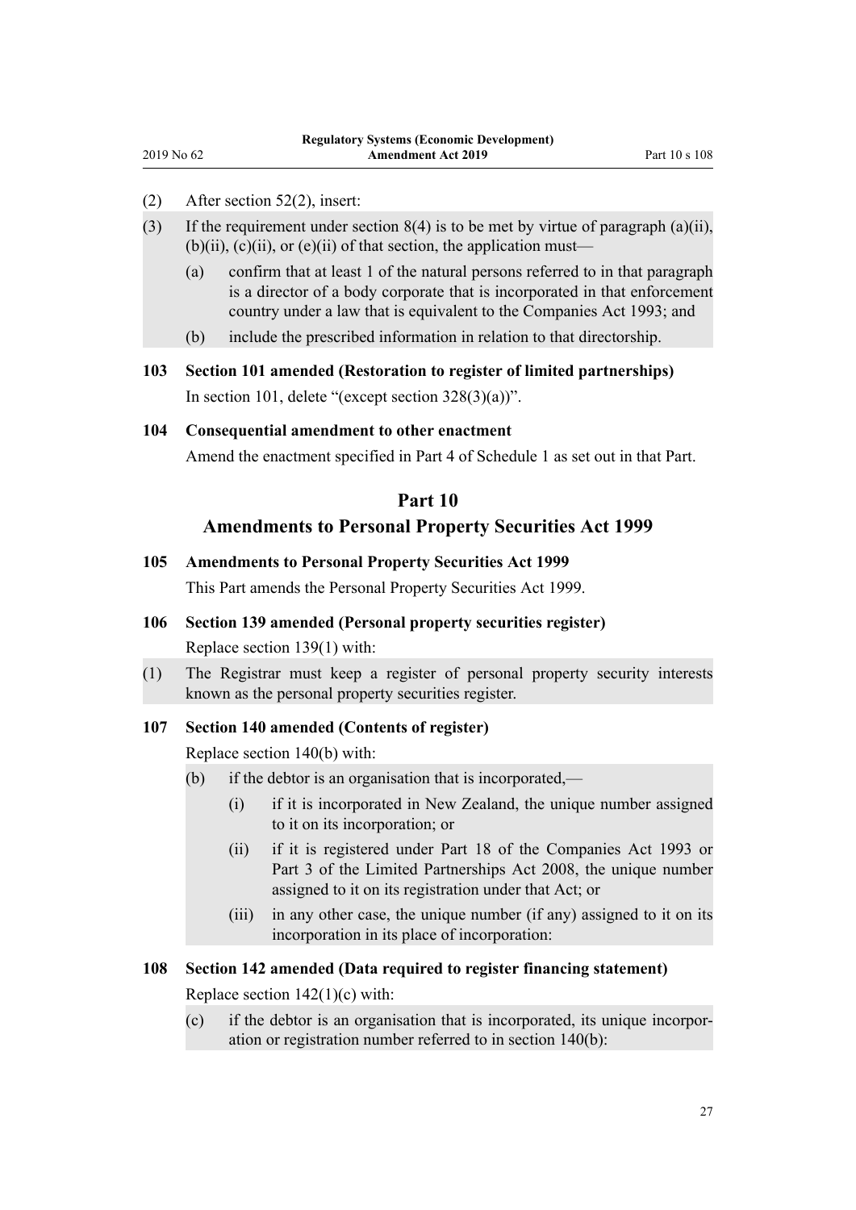(2) After section 52(2), insert:

(3) If the requirement under section 8(4) is to be met by virtue of paragraph (a)(ii), (b)(ii), (c)(ii), or (e)(ii) of that section, the application must—

(a) confirm that at least 1 of the natural persons referred to in that paragraph is a director of a body corporate that is incorporated in that enforcement country under a law that is equivalent to the Companies Act 1993; and

(b) include the prescribed information in relation to that directorship.

**103 Section 101 amended (Restoration to register of limited partnerships)**

In section 101, delete "(except section 328(3)(a))".

**104 Consequential amendment to other enactment**

Amend the enactment specified in Part 4 of Schedule 1 as set out in that Part.

## Part 10
## Amendments to Personal Property Securities Act 1999

**105 Amendments to Personal Property Securities Act 1999**

This Part amends the Personal Property Securities Act 1999.

**106 Section 139 amended (Personal property securities register)**

Replace section 139(1) with:

(1) The Registrar must keep a register of personal property security interests known as the personal property securities register.

**107 Section 140 amended (Contents of register)**

Replace section 140(b) with:

(b) if the debtor is an organisation that is incorporated,—

   (i) if it is incorporated in New Zealand, the unique number assigned to it on its incorporation; or

   (ii) if it is registered under Part 18 of the Companies Act 1993 or Part 3 of the Limited Partnerships Act 2008, the unique number assigned to it on its registration under that Act; or

   (iii) in any other case, the unique number (if any) assigned to it on its incorporation in its place of incorporation:

**108 Section 142 amended (Data required to register financing statement)**

Replace section 142(1)(c) with:

(c) if the debtor is an organisation that is incorporated, its unique incorporation or registration number referred to in section 140(b):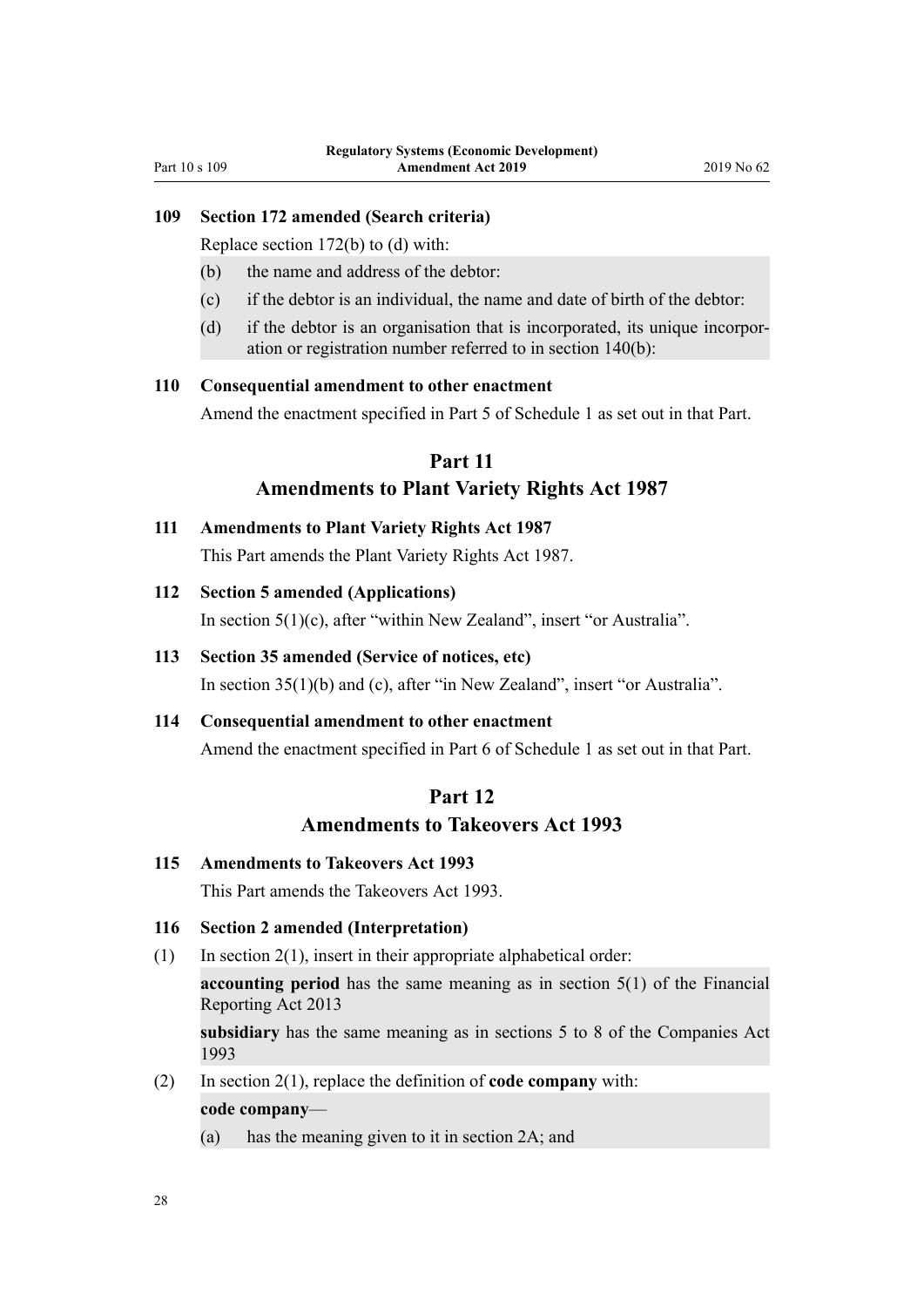### 109 Section 172 amended (Search criteria)

Replace section 172(b) to (d) with:

(b) the name and address of the debtor:

(c) if the debtor is an individual, the name and date of birth of the debtor:

(d) if the debtor is an organisation that is incorporated, its unique incorporation or registration number referred to in section 140(b):

### 110 Consequential amendment to other enactment

Amend the enactment specified in Part 5 of Schedule 1 as set out in that Part.

## Part 11
## Amendments to Plant Variety Rights Act 1987

### 111 Amendments to Plant Variety Rights Act 1987

This Part amends the Plant Variety Rights Act 1987.

### 112 Section 5 amended (Applications)

In section 5(1)(c), after "within New Zealand", insert "or Australia".

### 113 Section 35 amended (Service of notices, etc)

In section 35(1)(b) and (c), after "in New Zealand", insert "or Australia".

### 114 Consequential amendment to other enactment

Amend the enactment specified in Part 6 of Schedule 1 as set out in that Part.

## Part 12
## Amendments to Takeovers Act 1993

### 115 Amendments to Takeovers Act 1993

This Part amends the Takeovers Act 1993.

### 116 Section 2 amended (Interpretation)

(1) In section 2(1), insert in their appropriate alphabetical order:

**accounting period** has the same meaning as in section 5(1) of the Financial Reporting Act 2013

**subsidiary** has the same meaning as in sections 5 to 8 of the Companies Act 1993

(2) In section 2(1), replace the definition of **code company** with:

**code company**—

(a) has the meaning given to it in section 2A; and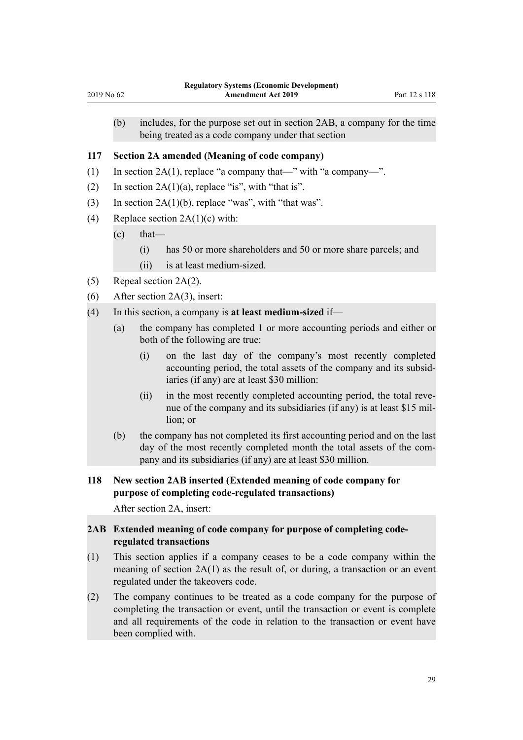(b) includes, for the purpose set out in section 2AB, a company for the time being treated as a code company under that section

### 117 Section 2A amended (Meaning of code company)

(1) In section 2A(1), replace "a company that—" with "a company—".

(2) In section 2A(1)(a), replace "is", with "that is".

(3) In section 2A(1)(b), replace "was", with "that was".

(4) Replace section 2A(1)(c) with:

(c) that—

(i) has 50 or more shareholders and 50 or more share parcels; and

(ii) is at least medium-sized.

(5) Repeal section 2A(2).

(6) After section 2A(3), insert:

(4) In this section, a company is **at least medium-sized** if—

(a) the company has completed 1 or more accounting periods and either or both of the following are true:

(i) on the last day of the company's most recently completed accounting period, the total assets of the company and its subsidiaries (if any) are at least $30 million:

(ii) in the most recently completed accounting period, the total revenue of the company and its subsidiaries (if any) is at least $15 million; or

(b) the company has not completed its first accounting period and on the last day of the most recently completed month the total assets of the company and its subsidiaries (if any) are at least $30 million.

### 118 New section 2AB inserted (Extended meaning of code company for purpose of completing code-regulated transactions)

After section 2A, insert:

#### 2AB Extended meaning of code company for purpose of completing code-regulated transactions

(1) This section applies if a company ceases to be a code company within the meaning of section 2A(1) as the result of, or during, a transaction or an event regulated under the takeovers code.

(2) The company continues to be treated as a code company for the purpose of completing the transaction or event, until the transaction or event is complete and all requirements of the code in relation to the transaction or event have been complied with.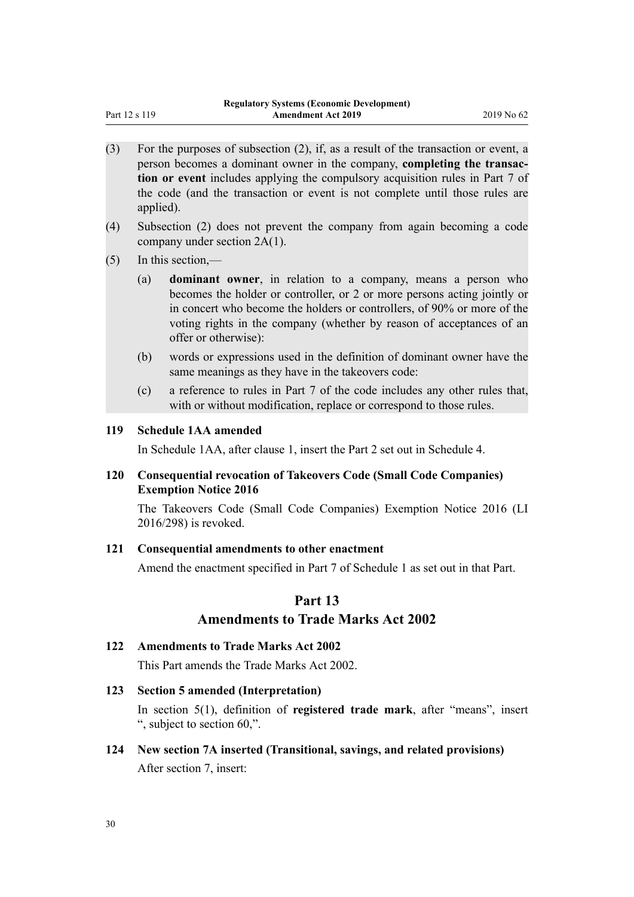(3) For the purposes of subsection (2), if, as a result of the transaction or event, a person becomes a dominant owner in the company, **completing the transaction or event** includes applying the compulsory acquisition rules in Part 7 of the code (and the transaction or event is not complete until those rules are applied).

(4) Subsection (2) does not prevent the company from again becoming a code company under section 2A(1).

(5) In this section,—

- (a) **dominant owner**, in relation to a company, means a person who becomes the holder or controller, or 2 or more persons acting jointly or in concert who become the holders or controllers, of 90% or more of the voting rights in the company (whether by reason of acceptances of an offer or otherwise):
- (b) words or expressions used in the definition of dominant owner have the same meanings as they have in the takeovers code:
- (c) a reference to rules in Part 7 of the code includes any other rules that, with or without modification, replace or correspond to those rules.

### 119 Schedule 1AA amended

In Schedule 1AA, after clause 1, insert the Part 2 set out in Schedule 4.

### 120 Consequential revocation of Takeovers Code (Small Code Companies) Exemption Notice 2016

The Takeovers Code (Small Code Companies) Exemption Notice 2016 (LI 2016/298) is revoked.

### 121 Consequential amendments to other enactment

Amend the enactment specified in Part 7 of Schedule 1 as set out in that Part.

## Part 13
## Amendments to Trade Marks Act 2002

### 122 Amendments to Trade Marks Act 2002

This Part amends the Trade Marks Act 2002.

### 123 Section 5 amended (Interpretation)

In section 5(1), definition of **registered trade mark**, after "means", insert ", subject to section 60,".

### 124 New section 7A inserted (Transitional, savings, and related provisions)

After section 7, insert: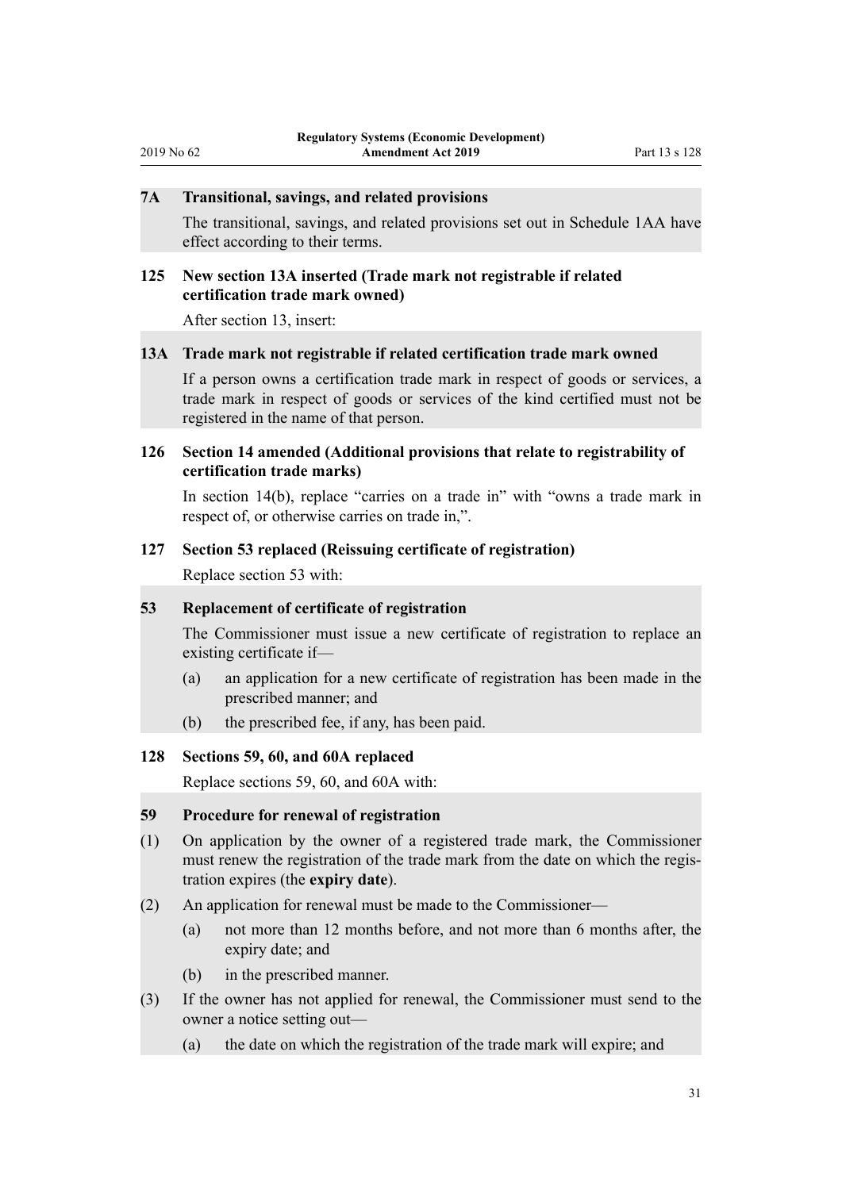### 7A Transitional, savings, and related provisions

The transitional, savings, and related provisions set out in Schedule 1AA have effect according to their terms.

### 125 New section 13A inserted (Trade mark not registrable if related certification trade mark owned)

After section 13, insert:

### 13A Trade mark not registrable if related certification trade mark owned

If a person owns a certification trade mark in respect of goods or services, a trade mark in respect of goods or services of the kind certified must not be registered in the name of that person.

### 126 Section 14 amended (Additional provisions that relate to registrability of certification trade marks)

In section 14(b), replace "carries on a trade in" with "owns a trade mark in respect of, or otherwise carries on trade in,".

### 127 Section 53 replaced (Reissuing certificate of registration)

Replace section 53 with:

### 53 Replacement of certificate of registration

The Commissioner must issue a new certificate of registration to replace an existing certificate if—

(a) an application for a new certificate of registration has been made in the prescribed manner; and

(b) the prescribed fee, if any, has been paid.

### 128 Sections 59, 60, and 60A replaced

Replace sections 59, 60, and 60A with:

### 59 Procedure for renewal of registration

(1) On application by the owner of a registered trade mark, the Commissioner must renew the registration of the trade mark from the date on which the registration expires (the **expiry date**).

(2) An application for renewal must be made to the Commissioner—

(a) not more than 12 months before, and not more than 6 months after, the expiry date; and

(b) in the prescribed manner.

(3) If the owner has not applied for renewal, the Commissioner must send to the owner a notice setting out—

(a) the date on which the registration of the trade mark will expire; and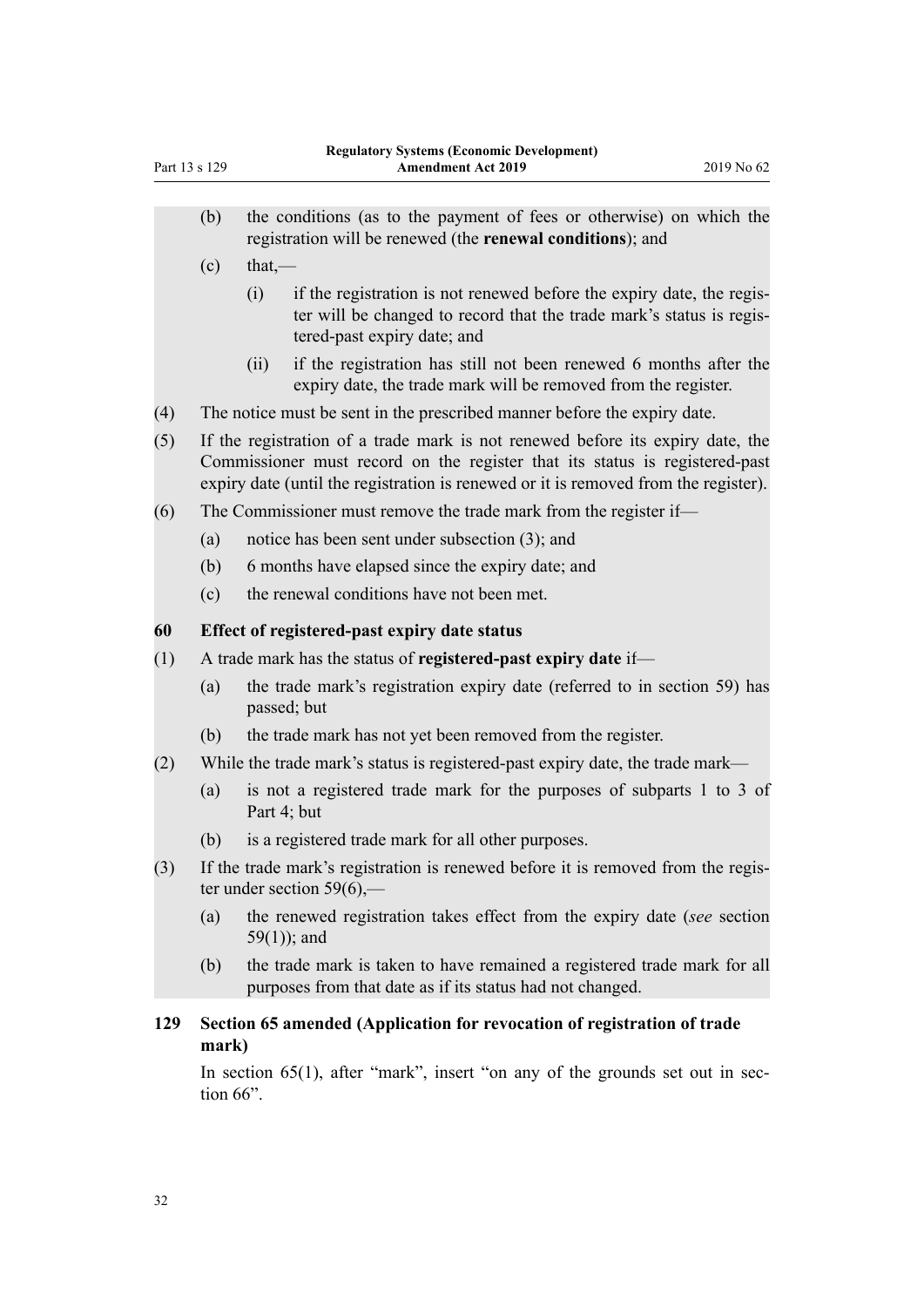(b) the conditions (as to the payment of fees or otherwise) on which the registration will be renewed (the **renewal conditions**); and

(c) that,—

(i) if the registration is not renewed before the expiry date, the register will be changed to record that the trade mark's status is registered-past expiry date; and

(ii) if the registration has still not been renewed 6 months after the expiry date, the trade mark will be removed from the register.

(4) The notice must be sent in the prescribed manner before the expiry date.

(5) If the registration of a trade mark is not renewed before its expiry date, the Commissioner must record on the register that its status is registered-past expiry date (until the registration is renewed or it is removed from the register).

(6) The Commissioner must remove the trade mark from the register if—

(a) notice has been sent under subsection (3); and

(b) 6 months have elapsed since the expiry date; and

(c) the renewal conditions have not been met.

**60 Effect of registered-past expiry date status**

(1) A trade mark has the status of **registered-past expiry date** if—

(a) the trade mark's registration expiry date (referred to in section 59) has passed; but

(b) the trade mark has not yet been removed from the register.

(2) While the trade mark's status is registered-past expiry date, the trade mark—

(a) is not a registered trade mark for the purposes of subparts 1 to 3 of Part 4; but

(b) is a registered trade mark for all other purposes.

(3) If the trade mark's registration is renewed before it is removed from the register under section 59(6),—

(a) the renewed registration takes effect from the expiry date (*see* section 59(1)); and

(b) the trade mark is taken to have remained a registered trade mark for all purposes from that date as if its status had not changed.

### 129 Section 65 amended (Application for revocation of registration of trade mark)

In section 65(1), after "mark", insert "on any of the grounds set out in section 66".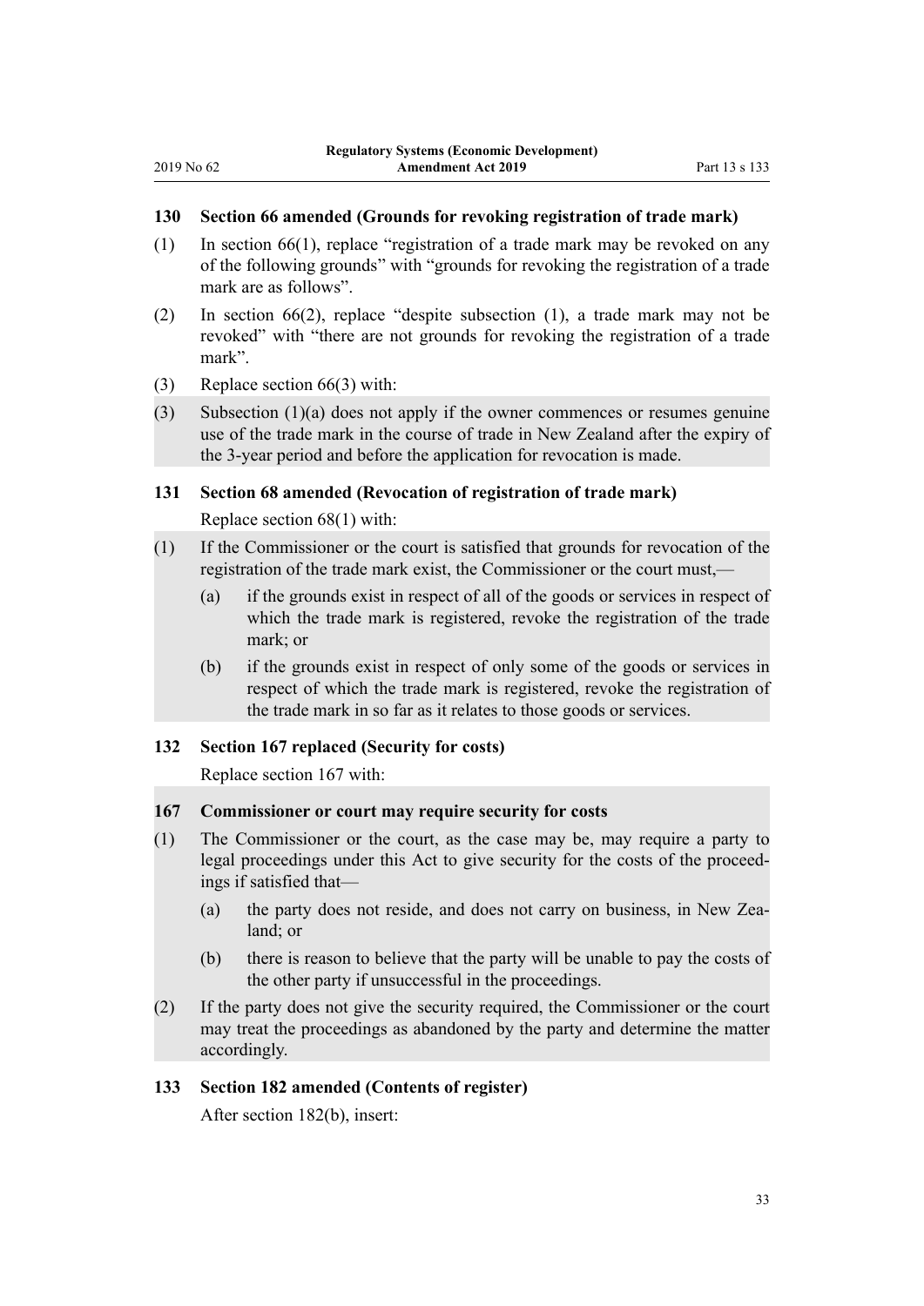### 130 Section 66 amended (Grounds for revoking registration of trade mark)

(1) In section 66(1), replace "registration of a trade mark may be revoked on any of the following grounds" with "grounds for revoking the registration of a trade mark are as follows".

(2) In section 66(2), replace "despite subsection (1), a trade mark may not be revoked" with "there are not grounds for revoking the registration of a trade mark".

(3) Replace section 66(3) with:

(3) Subsection (1)(a) does not apply if the owner commences or resumes genuine use of the trade mark in the course of trade in New Zealand after the expiry of the 3-year period and before the application for revocation is made.

### 131 Section 68 amended (Revocation of registration of trade mark)

Replace section 68(1) with:

(1) If the Commissioner or the court is satisfied that grounds for revocation of the registration of the trade mark exist, the Commissioner or the court must,—

(a) if the grounds exist in respect of all of the goods or services in respect of which the trade mark is registered, revoke the registration of the trade mark; or

(b) if the grounds exist in respect of only some of the goods or services in respect of which the trade mark is registered, revoke the registration of the trade mark in so far as it relates to those goods or services.

### 132 Section 167 replaced (Security for costs)

Replace section 167 with:

### 167 Commissioner or court may require security for costs

(1) The Commissioner or the court, as the case may be, may require a party to legal proceedings under this Act to give security for the costs of the proceedings if satisfied that—

(a) the party does not reside, and does not carry on business, in New Zealand; or

(b) there is reason to believe that the party will be unable to pay the costs of the other party if unsuccessful in the proceedings.

(2) If the party does not give the security required, the Commissioner or the court may treat the proceedings as abandoned by the party and determine the matter accordingly.

### 133 Section 182 amended (Contents of register)

After section 182(b), insert: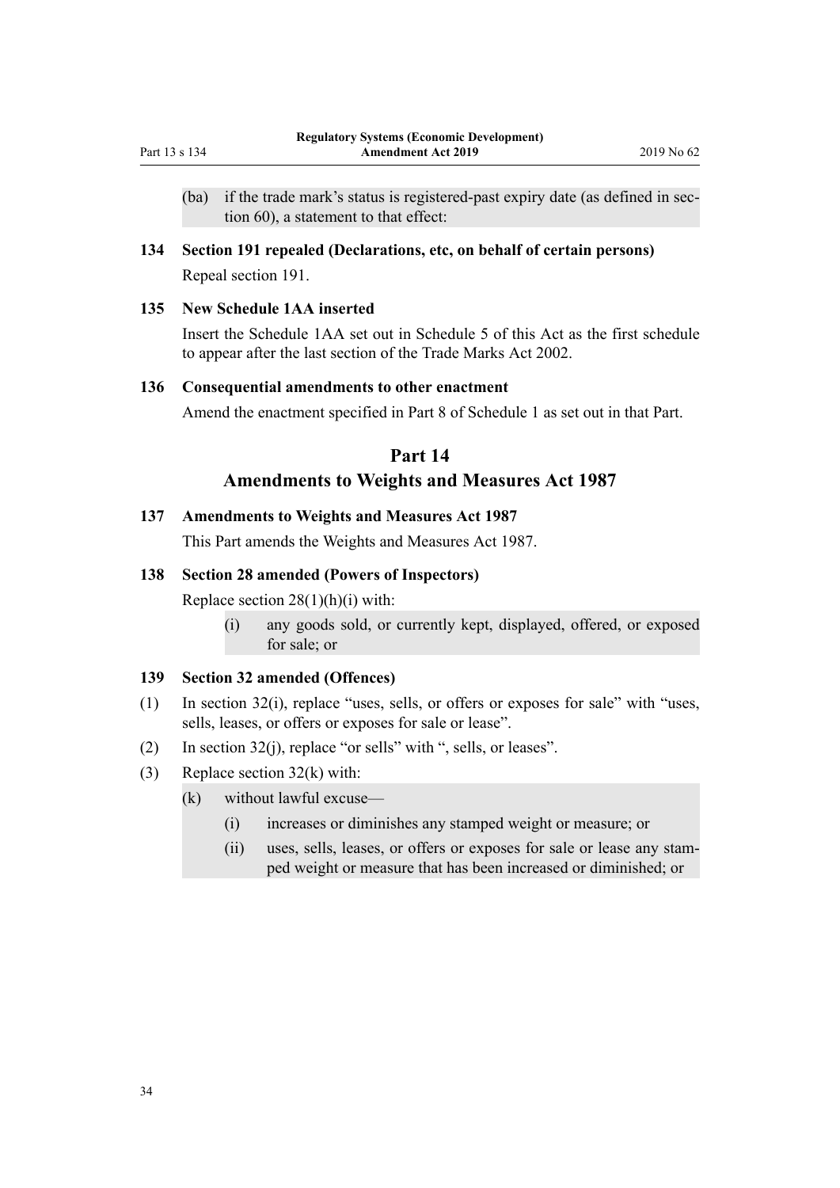(ba) if the trade mark's status is registered-past expiry date (as defined in section 60), a statement to that effect:

### 134 Section 191 repealed (Declarations, etc, on behalf of certain persons)

Repeal section 191.

### 135 New Schedule 1AA inserted

Insert the Schedule 1AA set out in Schedule 5 of this Act as the first schedule to appear after the last section of the Trade Marks Act 2002.

### 136 Consequential amendments to other enactment

Amend the enactment specified in Part 8 of Schedule 1 as set out in that Part.

## Part 14
## Amendments to Weights and Measures Act 1987

### 137 Amendments to Weights and Measures Act 1987

This Part amends the Weights and Measures Act 1987.

### 138 Section 28 amended (Powers of Inspectors)

Replace section 28(1)(h)(i) with:

(i) any goods sold, or currently kept, displayed, offered, or exposed for sale; or

### 139 Section 32 amended (Offences)

(1) In section 32(i), replace "uses, sells, or offers or exposes for sale" with "uses, sells, leases, or offers or exposes for sale or lease".

(2) In section 32(j), replace "or sells" with ", sells, or leases".

(3) Replace section 32(k) with:

(k) without lawful excuse—

(i) increases or diminishes any stamped weight or measure; or

(ii) uses, sells, leases, or offers or exposes for sale or lease any stamped weight or measure that has been increased or diminished; or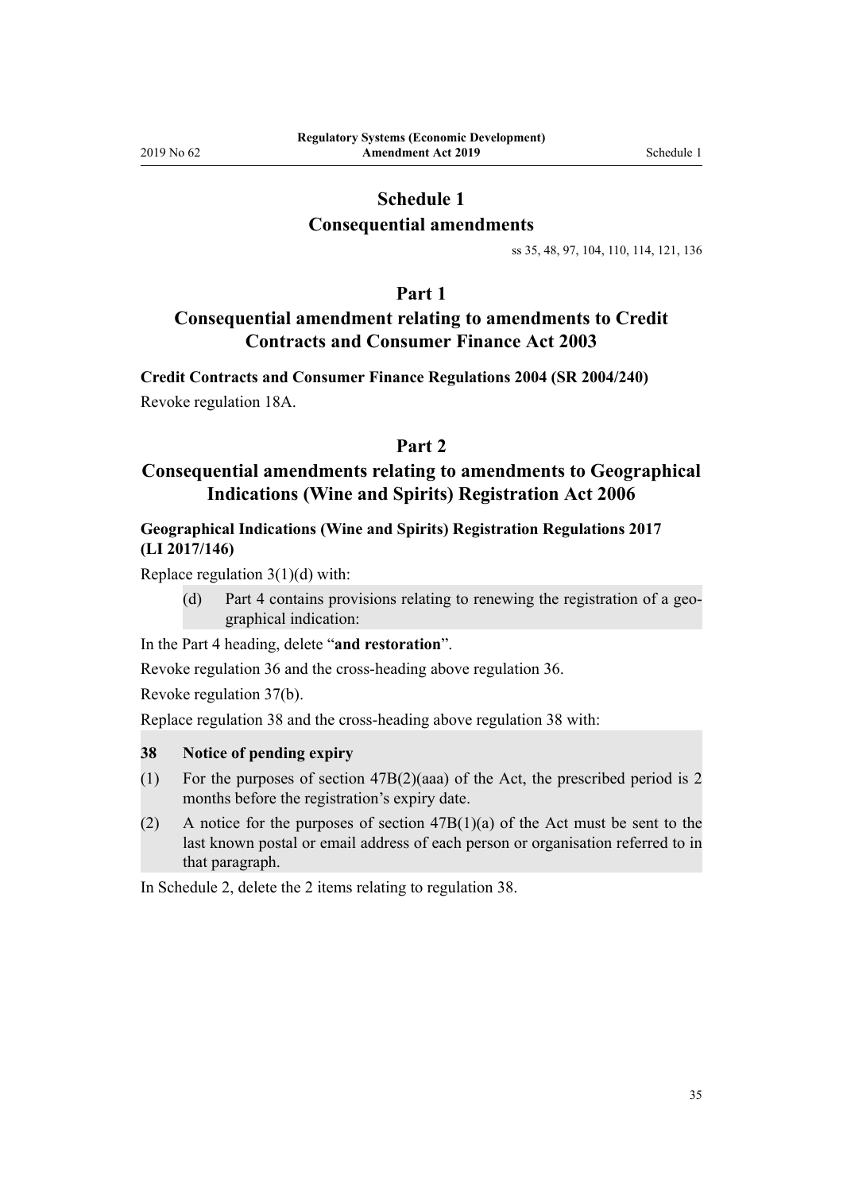# Schedule 1
## Consequential amendments

ss 35, 48, 97, 104, 110, 114, 121, 136

## Part 1
## Consequential amendment relating to amendments to Credit Contracts and Consumer Finance Act 2003

**Credit Contracts and Consumer Finance Regulations 2004 (SR 2004/240)**

Revoke regulation 18A.

## Part 2
## Consequential amendments relating to amendments to Geographical Indications (Wine and Spirits) Registration Act 2006

**Geographical Indications (Wine and Spirits) Registration Regulations 2017 (LI 2017/146)**

Replace regulation 3(1)(d) with:

> (d) Part 4 contains provisions relating to renewing the registration of a geographical indication:

In the Part 4 heading, delete "**and restoration**".

Revoke regulation 36 and the cross-heading above regulation 36.

Revoke regulation 37(b).

Replace regulation 38 and the cross-heading above regulation 38 with:

> **38 Notice of pending expiry**
>
> (1) For the purposes of section 47B(2)(aaa) of the Act, the prescribed period is 2 months before the registration's expiry date.
>
> (2) A notice for the purposes of section 47B(1)(a) of the Act must be sent to the last known postal or email address of each person or organisation referred to in that paragraph.

In Schedule 2, delete the 2 items relating to regulation 38.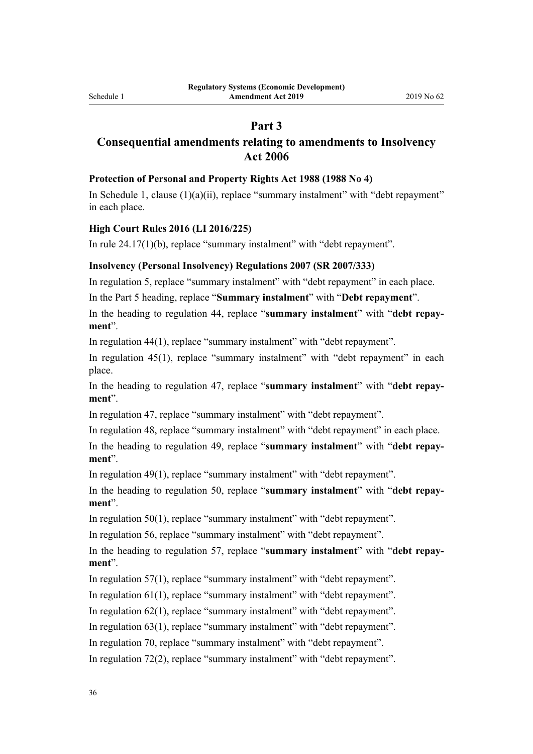## Part 3

## Consequential amendments relating to amendments to Insolvency Act 2006

### Protection of Personal and Property Rights Act 1988 (1988 No 4)

In Schedule 1, clause (1)(a)(ii), replace "summary instalment" with "debt repayment" in each place.

### High Court Rules 2016 (LI 2016/225)

In rule 24.17(1)(b), replace "summary instalment" with "debt repayment".

### Insolvency (Personal Insolvency) Regulations 2007 (SR 2007/333)

In regulation 5, replace "summary instalment" with "debt repayment" in each place.

In the Part 5 heading, replace "**Summary instalment**" with "**Debt repayment**".

In the heading to regulation 44, replace "**summary instalment**" with "**debt repayment**".

In regulation 44(1), replace "summary instalment" with "debt repayment".

In regulation 45(1), replace "summary instalment" with "debt repayment" in each place.

In the heading to regulation 47, replace "**summary instalment**" with "**debt repayment**".

In regulation 47, replace "summary instalment" with "debt repayment".

In regulation 48, replace "summary instalment" with "debt repayment" in each place.

In the heading to regulation 49, replace "**summary instalment**" with "**debt repayment**".

In regulation 49(1), replace "summary instalment" with "debt repayment".

In the heading to regulation 50, replace "**summary instalment**" with "**debt repayment**".

In regulation 50(1), replace "summary instalment" with "debt repayment".

In regulation 56, replace "summary instalment" with "debt repayment".

In the heading to regulation 57, replace "**summary instalment**" with "**debt repayment**".

In regulation 57(1), replace "summary instalment" with "debt repayment".

In regulation 61(1), replace "summary instalment" with "debt repayment".

In regulation 62(1), replace "summary instalment" with "debt repayment".

In regulation 63(1), replace "summary instalment" with "debt repayment".

In regulation 70, replace "summary instalment" with "debt repayment".

In regulation 72(2), replace "summary instalment" with "debt repayment".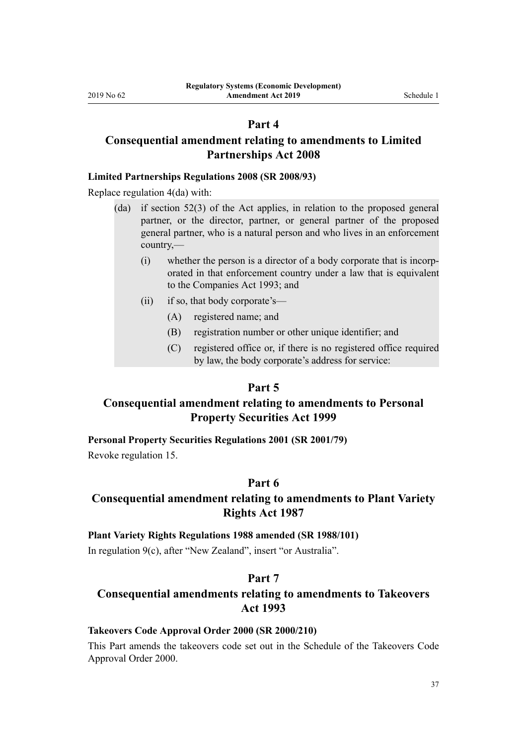## Part 4

## Consequential amendment relating to amendments to Limited Partnerships Act 2008

### Limited Partnerships Regulations 2008 (SR 2008/93)

Replace regulation 4(da) with:

- (da) if section 52(3) of the Act applies, in relation to the proposed general partner, or the director, partner, or general partner of the proposed general partner, who is a natural person and who lives in an enforcement country,—
  - (i) whether the person is a director of a body corporate that is incorporated in that enforcement country under a law that is equivalent to the Companies Act 1993; and
  - (ii) if so, that body corporate's—
    - (A) registered name; and
    - (B) registration number or other unique identifier; and
    - (C) registered office or, if there is no registered office required by law, the body corporate's address for service:

## Part 5

## Consequential amendment relating to amendments to Personal Property Securities Act 1999

### Personal Property Securities Regulations 2001 (SR 2001/79)

Revoke regulation 15.

## Part 6

## Consequential amendment relating to amendments to Plant Variety Rights Act 1987

### Plant Variety Rights Regulations 1988 amended (SR 1988/101)

In regulation 9(c), after "New Zealand", insert "or Australia".

## Part 7

## Consequential amendments relating to amendments to Takeovers Act 1993

### Takeovers Code Approval Order 2000 (SR 2000/210)

This Part amends the takeovers code set out in the Schedule of the Takeovers Code Approval Order 2000.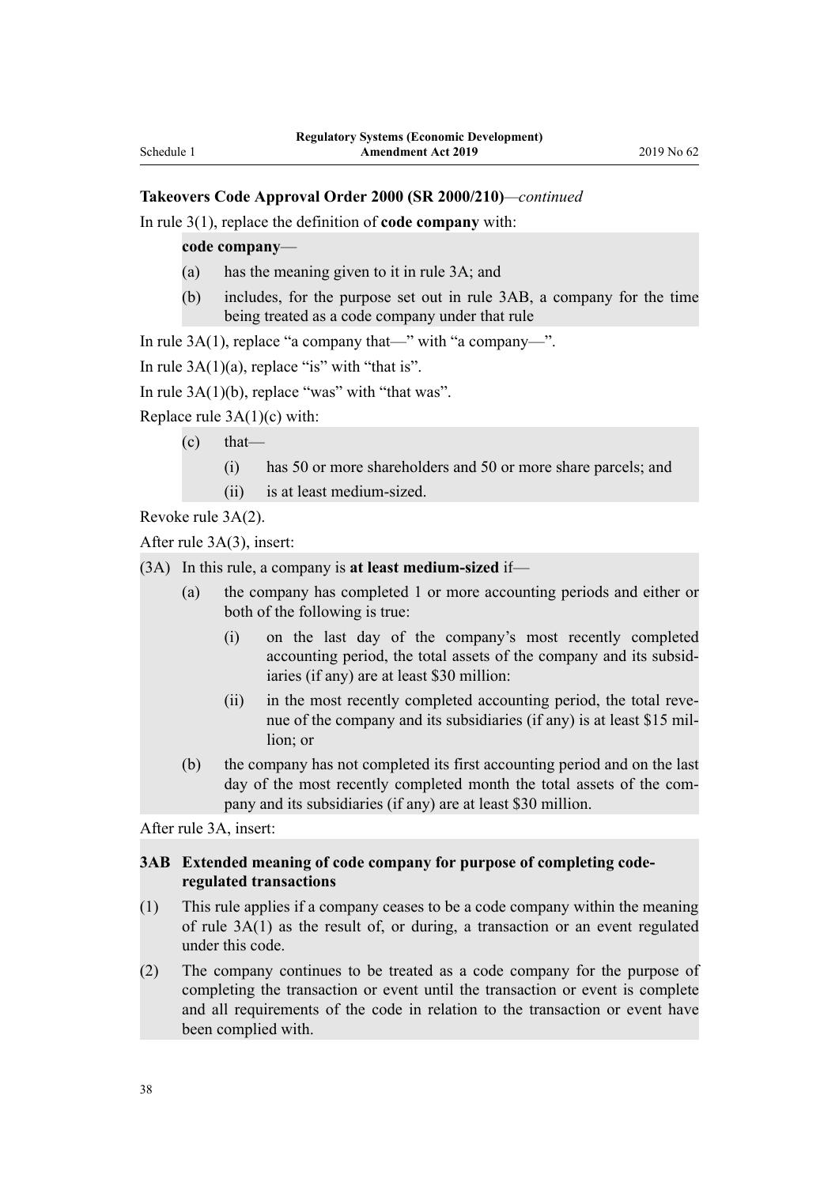**Takeovers Code Approval Order 2000 (SR 2000/210)**—*continued*

In rule 3(1), replace the definition of **code company** with:

> **code company**—
>
> (a) has the meaning given to it in rule 3A; and
>
> (b) includes, for the purpose set out in rule 3AB, a company for the time being treated as a code company under that rule

In rule 3A(1), replace "a company that—" with "a company—".

In rule 3A(1)(a), replace "is" with "that is".

In rule 3A(1)(b), replace "was" with "that was".

Replace rule 3A(1)(c) with:

> (c) that—
>
> (i) has 50 or more shareholders and 50 or more share parcels; and
>
> (ii) is at least medium-sized.

Revoke rule 3A(2).

After rule 3A(3), insert:

> (3A) In this rule, a company is **at least medium-sized** if—
>
> (a) the company has completed 1 or more accounting periods and either or both of the following is true:
>
> (i) on the last day of the company's most recently completed accounting period, the total assets of the company and its subsidiaries (if any) are at least $30 million:
>
> (ii) in the most recently completed accounting period, the total revenue of the company and its subsidiaries (if any) is at least $15 million; or
>
> (b) the company has not completed its first accounting period and on the last day of the most recently completed month the total assets of the company and its subsidiaries (if any) are at least $30 million.

After rule 3A, insert:

> **3AB Extended meaning of code company for purpose of completing code-regulated transactions**
>
> (1) This rule applies if a company ceases to be a code company within the meaning of rule 3A(1) as the result of, or during, a transaction or an event regulated under this code.
>
> (2) The company continues to be treated as a code company for the purpose of completing the transaction or event until the transaction or event is complete and all requirements of the code in relation to the transaction or event have been complied with.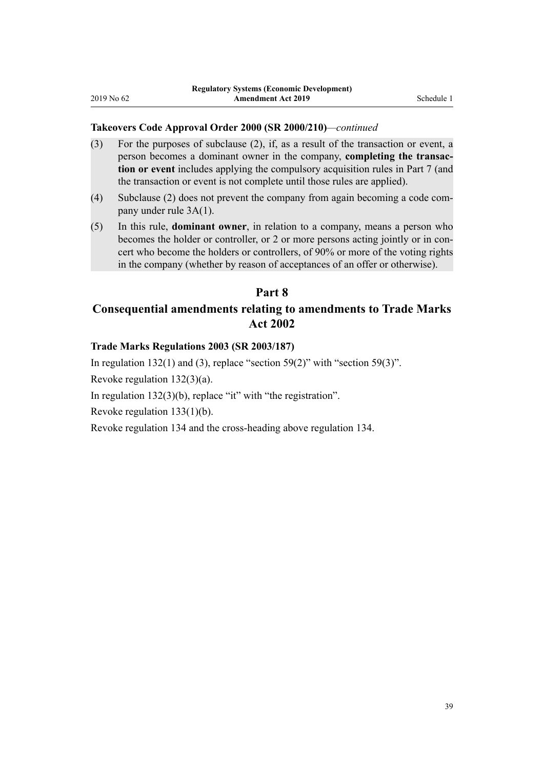**Takeovers Code Approval Order 2000 (SR 2000/210)**—*continued*

(3) For the purposes of subclause (2), if, as a result of the transaction or event, a person becomes a dominant owner in the company, **completing the transaction or event** includes applying the compulsory acquisition rules in Part 7 (and the transaction or event is not complete until those rules are applied).

(4) Subclause (2) does not prevent the company from again becoming a code company under rule 3A(1).

(5) In this rule, **dominant owner**, in relation to a company, means a person who becomes the holder or controller, or 2 or more persons acting jointly or in concert who become the holders or controllers, of 90% or more of the voting rights in the company (whether by reason of acceptances of an offer or otherwise).

## Part 8
## Consequential amendments relating to amendments to Trade Marks Act 2002

**Trade Marks Regulations 2003 (SR 2003/187)**

In regulation 132(1) and (3), replace "section 59(2)" with "section 59(3)".

Revoke regulation 132(3)(a).

In regulation 132(3)(b), replace "it" with "the registration".

Revoke regulation 133(1)(b).

Revoke regulation 134 and the cross-heading above regulation 134.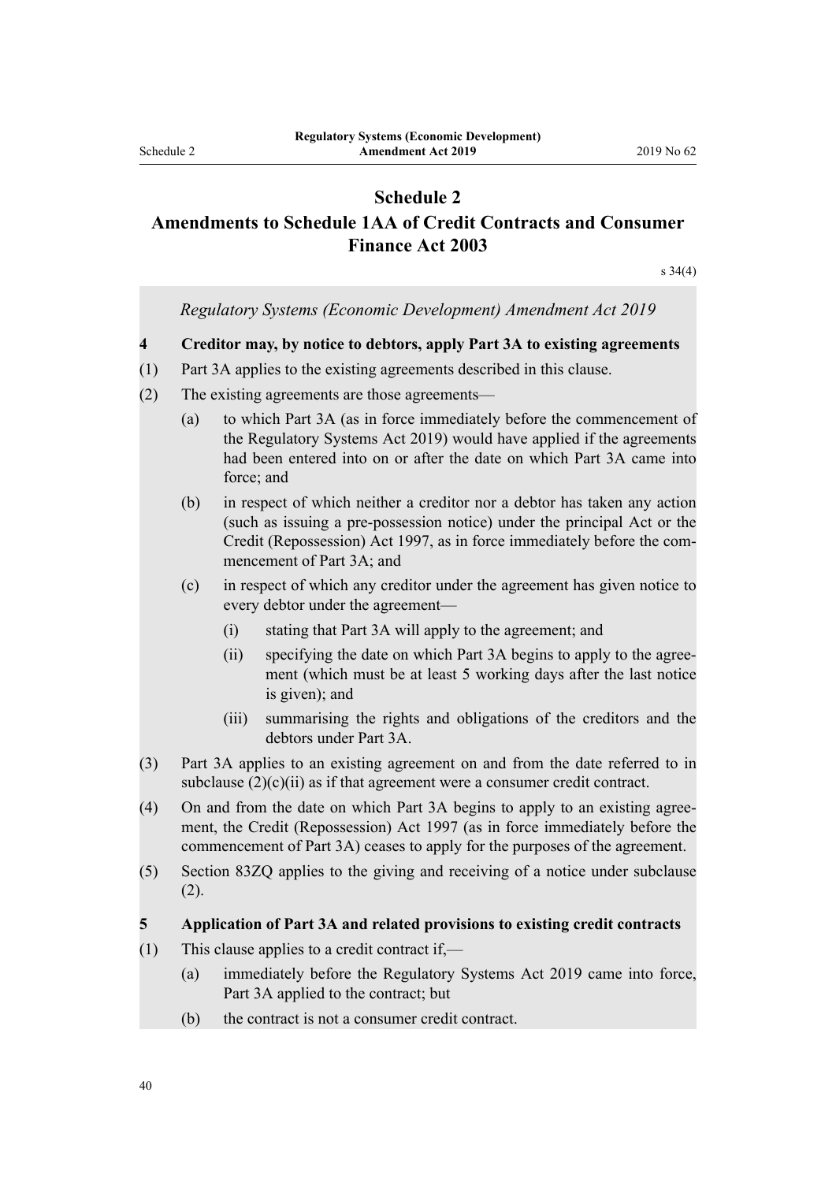# Schedule 2
# Amendments to Schedule 1AA of Credit Contracts and Consumer Finance Act 2003

s 34(4)

*Regulatory Systems (Economic Development) Amendment Act 2019*

**4 Creditor may, by notice to debtors, apply Part 3A to existing agreements**

(1) Part 3A applies to the existing agreements described in this clause.

(2) The existing agreements are those agreements—

- (a) to which Part 3A (as in force immediately before the commencement of the Regulatory Systems Act 2019) would have applied if the agreements had been entered into on or after the date on which Part 3A came into force; and
- (b) in respect of which neither a creditor nor a debtor has taken any action (such as issuing a pre-possession notice) under the principal Act or the Credit (Repossession) Act 1997, as in force immediately before the commencement of Part 3A; and
- (c) in respect of which any creditor under the agreement has given notice to every debtor under the agreement—
  - (i) stating that Part 3A will apply to the agreement; and
  - (ii) specifying the date on which Part 3A begins to apply to the agreement (which must be at least 5 working days after the last notice is given); and
  - (iii) summarising the rights and obligations of the creditors and the debtors under Part 3A.

(3) Part 3A applies to an existing agreement on and from the date referred to in subclause (2)(c)(ii) as if that agreement were a consumer credit contract.

(4) On and from the date on which Part 3A begins to apply to an existing agreement, the Credit (Repossession) Act 1997 (as in force immediately before the commencement of Part 3A) ceases to apply for the purposes of the agreement.

(5) Section 83ZQ applies to the giving and receiving of a notice under subclause (2).

**5 Application of Part 3A and related provisions to existing credit contracts**

(1) This clause applies to a credit contract if,—

- (a) immediately before the Regulatory Systems Act 2019 came into force, Part 3A applied to the contract; but
- (b) the contract is not a consumer credit contract.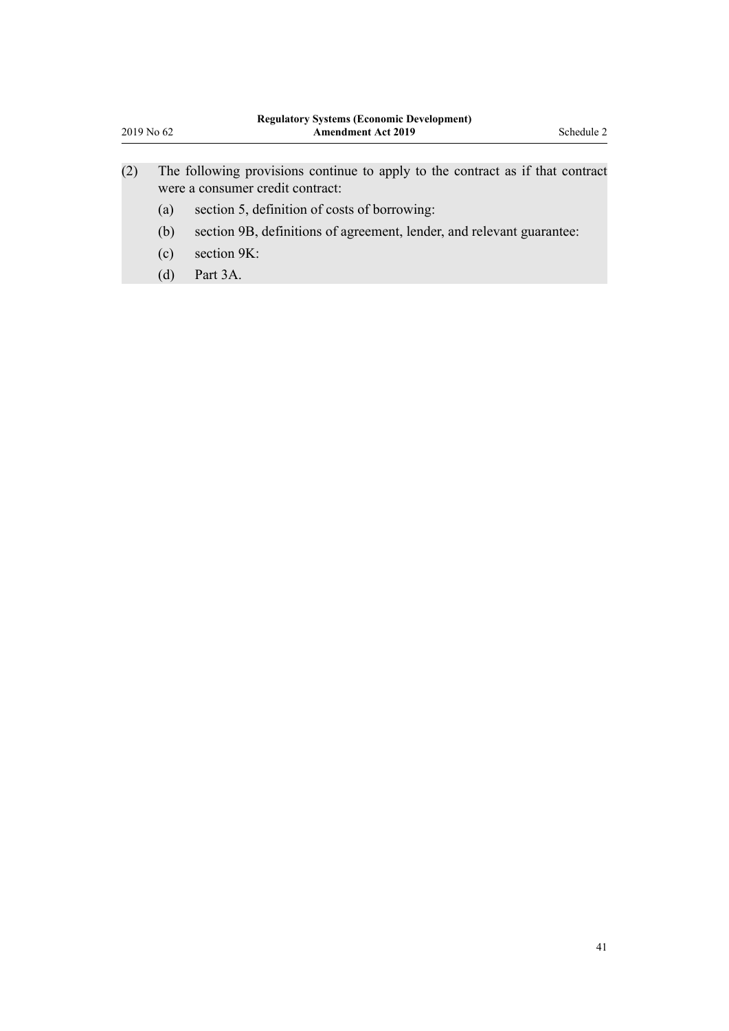(2) The following provisions continue to apply to the contract as if that contract were a consumer credit contract:

  (a) section 5, definition of costs of borrowing:

  (b) section 9B, definitions of agreement, lender, and relevant guarantee:

  (c) section 9K:

  (d) Part 3A.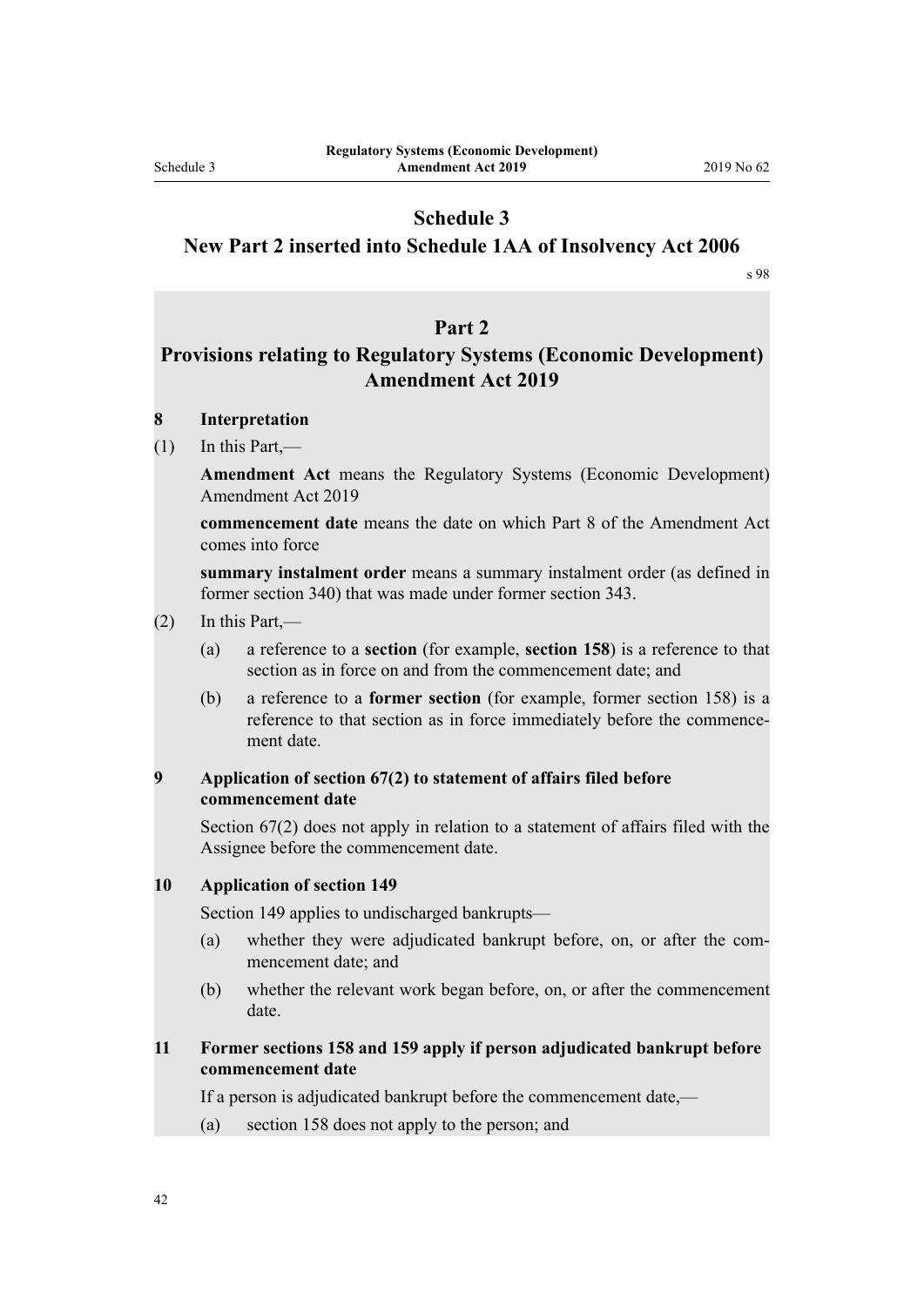# Schedule 3
# New Part 2 inserted into Schedule 1AA of Insolvency Act 2006

s 98

## Part 2
## Provisions relating to Regulatory Systems (Economic Development) Amendment Act 2019

**8 Interpretation**

(1) In this Part,—

**Amendment Act** means the Regulatory Systems (Economic Development) Amendment Act 2019

**commencement date** means the date on which Part 8 of the Amendment Act comes into force

**summary instalment order** means a summary instalment order (as defined in former section 340) that was made under former section 343.

(2) In this Part,—

(a) a reference to a **section** (for example, **section 158**) is a reference to that section as in force on and from the commencement date; and

(b) a reference to a **former section** (for example, former section 158) is a reference to that section as in force immediately before the commencement date.

**9 Application of section 67(2) to statement of affairs filed before commencement date**

Section 67(2) does not apply in relation to a statement of affairs filed with the Assignee before the commencement date.

**10 Application of section 149**

Section 149 applies to undischarged bankrupts—

(a) whether they were adjudicated bankrupt before, on, or after the commencement date; and

(b) whether the relevant work began before, on, or after the commencement date.

**11 Former sections 158 and 159 apply if person adjudicated bankrupt before commencement date**

If a person is adjudicated bankrupt before the commencement date,—

(a) section 158 does not apply to the person; and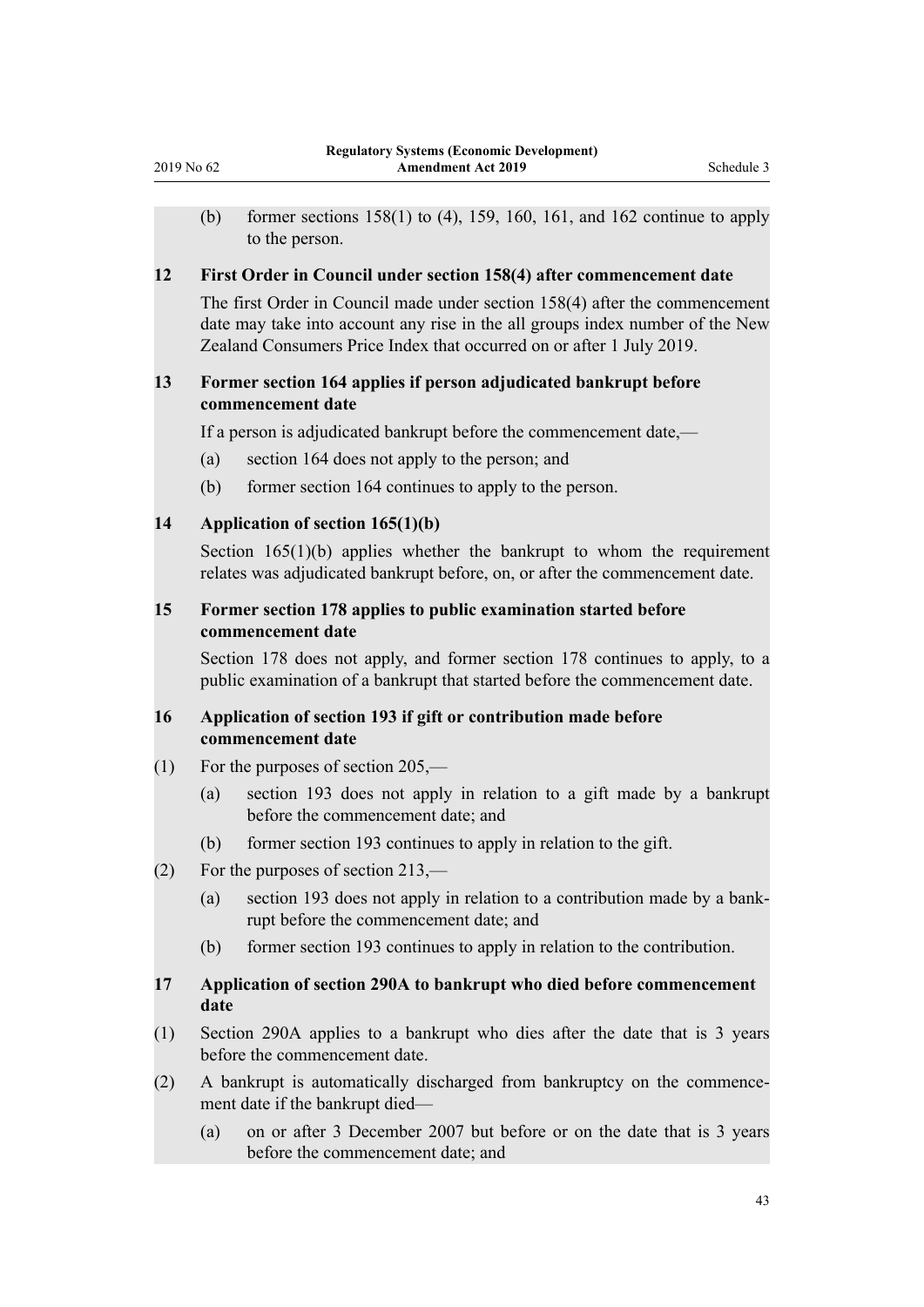(b) former sections 158(1) to (4), 159, 160, 161, and 162 continue to apply to the person.

**12 First Order in Council under section 158(4) after commencement date**

The first Order in Council made under section 158(4) after the commencement date may take into account any rise in the all groups index number of the New Zealand Consumers Price Index that occurred on or after 1 July 2019.

**13 Former section 164 applies if person adjudicated bankrupt before commencement date**

If a person is adjudicated bankrupt before the commencement date,—

(a) section 164 does not apply to the person; and

(b) former section 164 continues to apply to the person.

**14 Application of section 165(1)(b)**

Section 165(1)(b) applies whether the bankrupt to whom the requirement relates was adjudicated bankrupt before, on, or after the commencement date.

**15 Former section 178 applies to public examination started before commencement date**

Section 178 does not apply, and former section 178 continues to apply, to a public examination of a bankrupt that started before the commencement date.

**16 Application of section 193 if gift or contribution made before commencement date**

(1) For the purposes of section 205,—

(a) section 193 does not apply in relation to a gift made by a bankrupt before the commencement date; and

(b) former section 193 continues to apply in relation to the gift.

(2) For the purposes of section 213,—

(a) section 193 does not apply in relation to a contribution made by a bankrupt before the commencement date; and

(b) former section 193 continues to apply in relation to the contribution.

**17 Application of section 290A to bankrupt who died before commencement date**

(1) Section 290A applies to a bankrupt who dies after the date that is 3 years before the commencement date.

(2) A bankrupt is automatically discharged from bankruptcy on the commencement date if the bankrupt died—

(a) on or after 3 December 2007 but before or on the date that is 3 years before the commencement date; and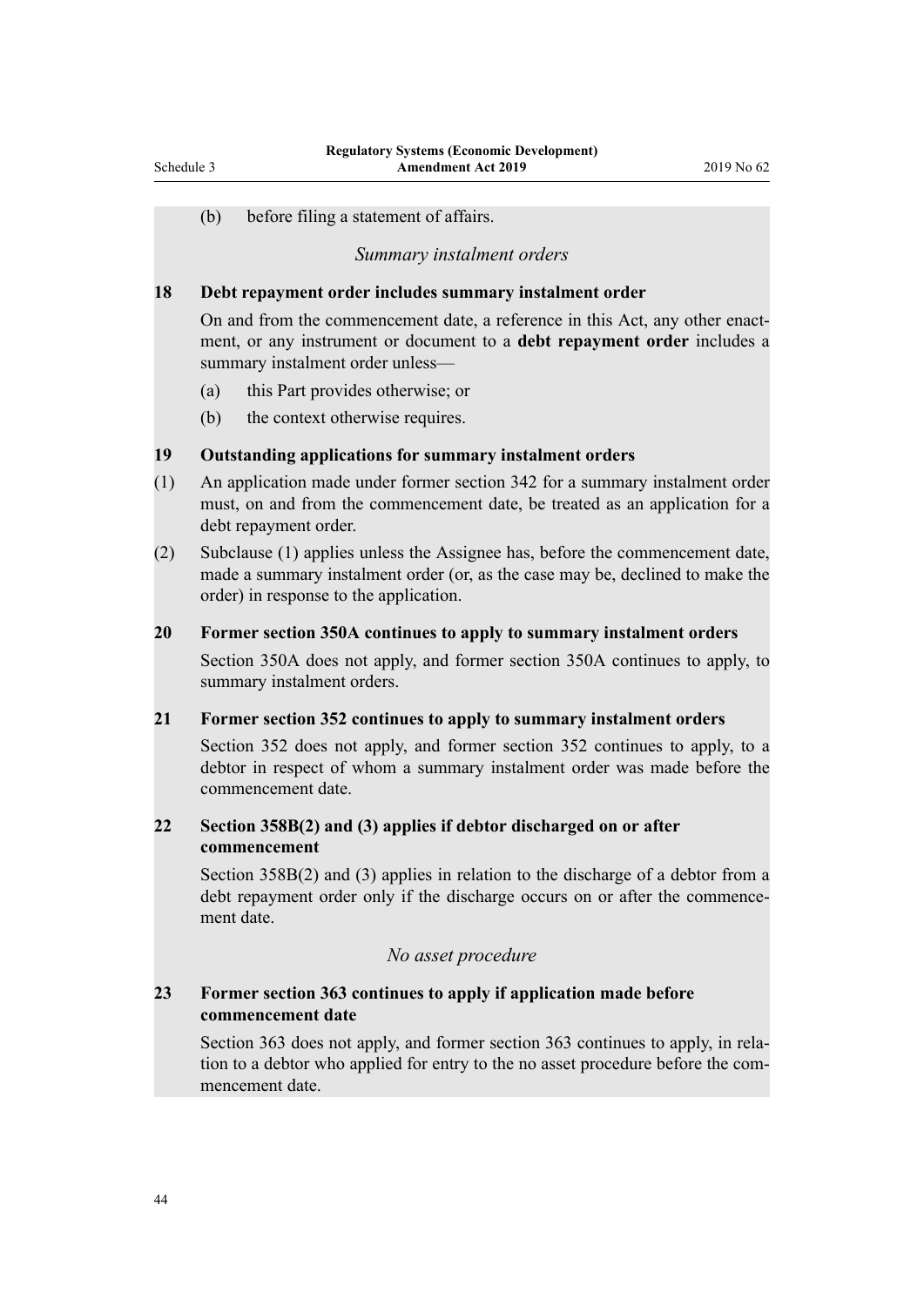(b) before filing a statement of affairs.

*Summary instalment orders*

**18 Debt repayment order includes summary instalment order**

On and from the commencement date, a reference in this Act, any other enactment, or any instrument or document to a **debt repayment order** includes a summary instalment order unless—

(a) this Part provides otherwise; or

(b) the context otherwise requires.

**19 Outstanding applications for summary instalment orders**

(1) An application made under former section 342 for a summary instalment order must, on and from the commencement date, be treated as an application for a debt repayment order.

(2) Subclause (1) applies unless the Assignee has, before the commencement date, made a summary instalment order (or, as the case may be, declined to make the order) in response to the application.

**20 Former section 350A continues to apply to summary instalment orders**

Section 350A does not apply, and former section 350A continues to apply, to summary instalment orders.

**21 Former section 352 continues to apply to summary instalment orders**

Section 352 does not apply, and former section 352 continues to apply, to a debtor in respect of whom a summary instalment order was made before the commencement date.

**22 Section 358B(2) and (3) applies if debtor discharged on or after commencement**

Section 358B(2) and (3) applies in relation to the discharge of a debtor from a debt repayment order only if the discharge occurs on or after the commencement date.

*No asset procedure*

**23 Former section 363 continues to apply if application made before commencement date**

Section 363 does not apply, and former section 363 continues to apply, in relation to a debtor who applied for entry to the no asset procedure before the commencement date.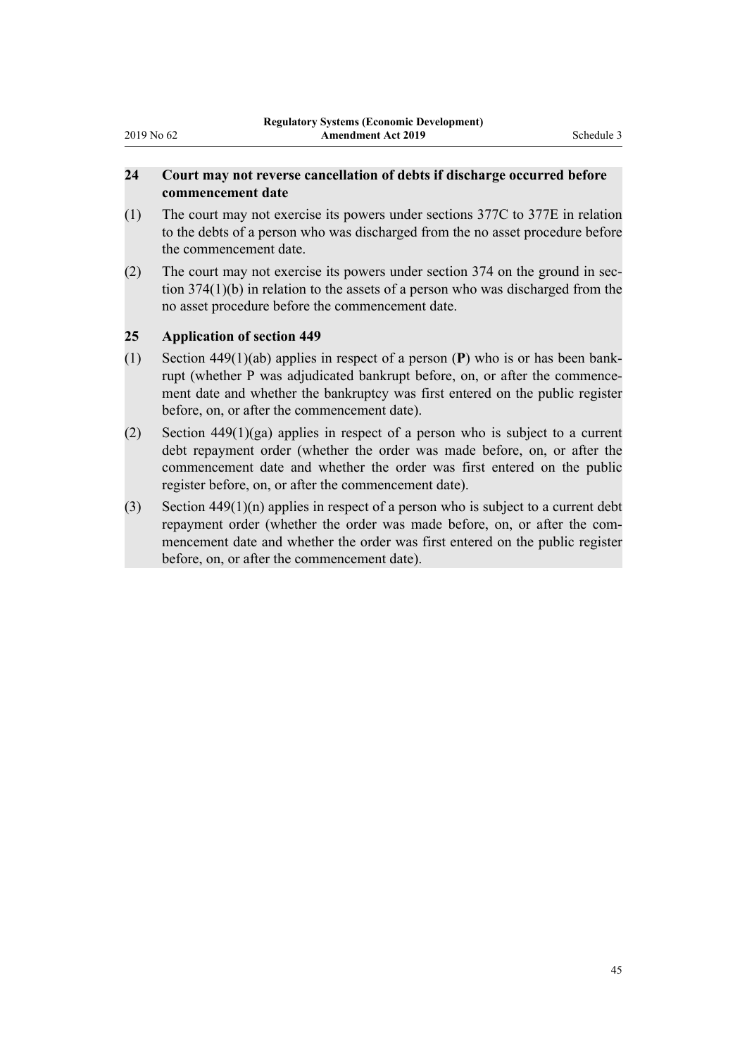### 24 Court may not reverse cancellation of debts if discharge occurred before commencement date

(1) The court may not exercise its powers under sections 377C to 377E in relation to the debts of a person who was discharged from the no asset procedure before the commencement date.

(2) The court may not exercise its powers under section 374 on the ground in section 374(1)(b) in relation to the assets of a person who was discharged from the no asset procedure before the commencement date.

### 25 Application of section 449

(1) Section 449(1)(ab) applies in respect of a person (**P**) who is or has been bankrupt (whether P was adjudicated bankrupt before, on, or after the commencement date and whether the bankruptcy was first entered on the public register before, on, or after the commencement date).

(2) Section 449(1)(ga) applies in respect of a person who is subject to a current debt repayment order (whether the order was made before, on, or after the commencement date and whether the order was first entered on the public register before, on, or after the commencement date).

(3) Section 449(1)(n) applies in respect of a person who is subject to a current debt repayment order (whether the order was made before, on, or after the commencement date and whether the order was first entered on the public register before, on, or after the commencement date).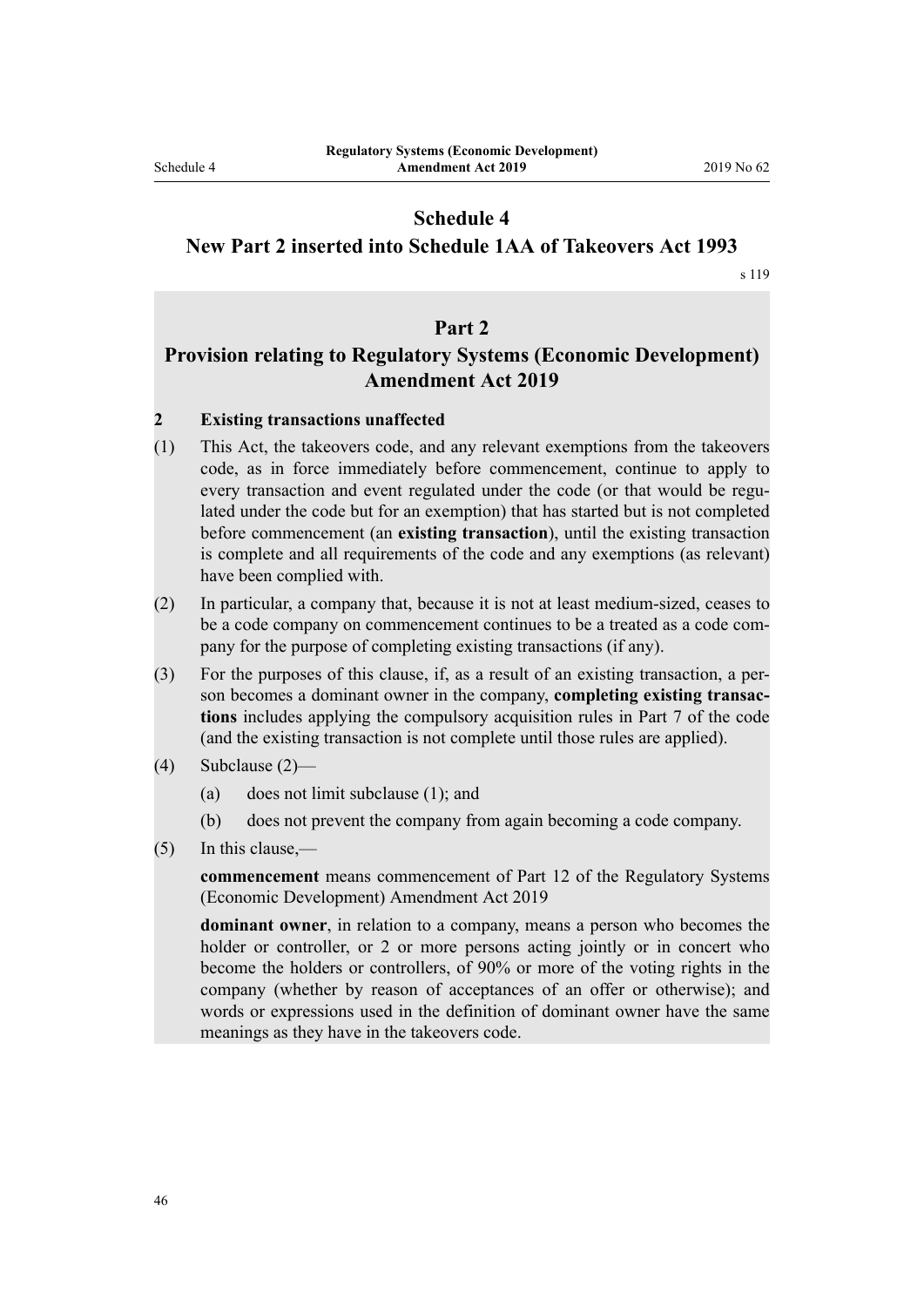# Schedule 4
## New Part 2 inserted into Schedule 1AA of Takeovers Act 1993

s 119

## Part 2
## Provision relating to Regulatory Systems (Economic Development) Amendment Act 2019

### 2 Existing transactions unaffected

(1) This Act, the takeovers code, and any relevant exemptions from the takeovers code, as in force immediately before commencement, continue to apply to every transaction and event regulated under the code (or that would be regulated under the code but for an exemption) that has started but is not completed before commencement (an **existing transaction**), until the existing transaction is complete and all requirements of the code and any exemptions (as relevant) have been complied with.

(2) In particular, a company that, because it is not at least medium-sized, ceases to be a code company on commencement continues to be a treated as a code company for the purpose of completing existing transactions (if any).

(3) For the purposes of this clause, if, as a result of an existing transaction, a person becomes a dominant owner in the company, **completing existing transactions** includes applying the compulsory acquisition rules in Part 7 of the code (and the existing transaction is not complete until those rules are applied).

(4) Subclause (2)—

(a) does not limit subclause (1); and

(b) does not prevent the company from again becoming a code company.

(5) In this clause,—

**commencement** means commencement of Part 12 of the Regulatory Systems (Economic Development) Amendment Act 2019

**dominant owner**, in relation to a company, means a person who becomes the holder or controller, or 2 or more persons acting jointly or in concert who become the holders or controllers, of 90% or more of the voting rights in the company (whether by reason of acceptances of an offer or otherwise); and words or expressions used in the definition of dominant owner have the same meanings as they have in the takeovers code.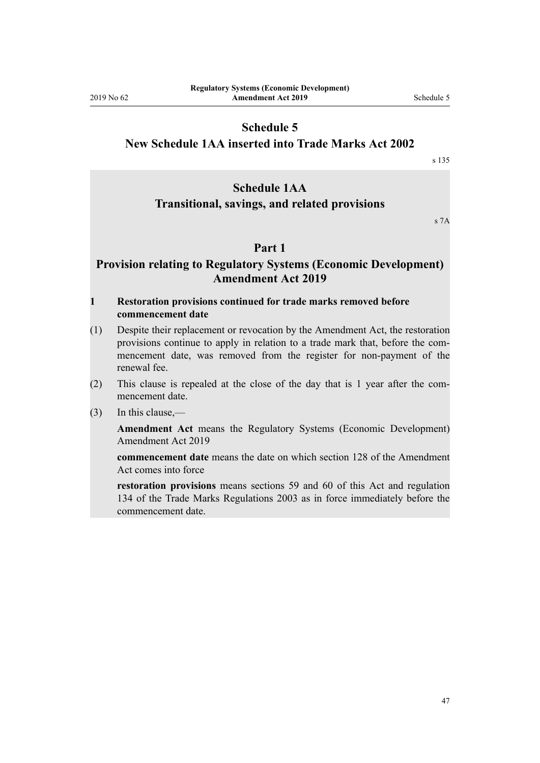# Schedule 5
## New Schedule 1AA inserted into Trade Marks Act 2002

s 135

# Schedule 1AA
## Transitional, savings, and related provisions

s 7A

## Part 1
## Provision relating to Regulatory Systems (Economic Development) Amendment Act 2019

**1 Restoration provisions continued for trade marks removed before commencement date**

(1) Despite their replacement or revocation by the Amendment Act, the restoration provisions continue to apply in relation to a trade mark that, before the commencement date, was removed from the register for non-payment of the renewal fee.

(2) This clause is repealed at the close of the day that is 1 year after the commencement date.

(3) In this clause,—

**Amendment Act** means the Regulatory Systems (Economic Development) Amendment Act 2019

**commencement date** means the date on which section 128 of the Amendment Act comes into force

**restoration provisions** means sections 59 and 60 of this Act and regulation 134 of the Trade Marks Regulations 2003 as in force immediately before the commencement date.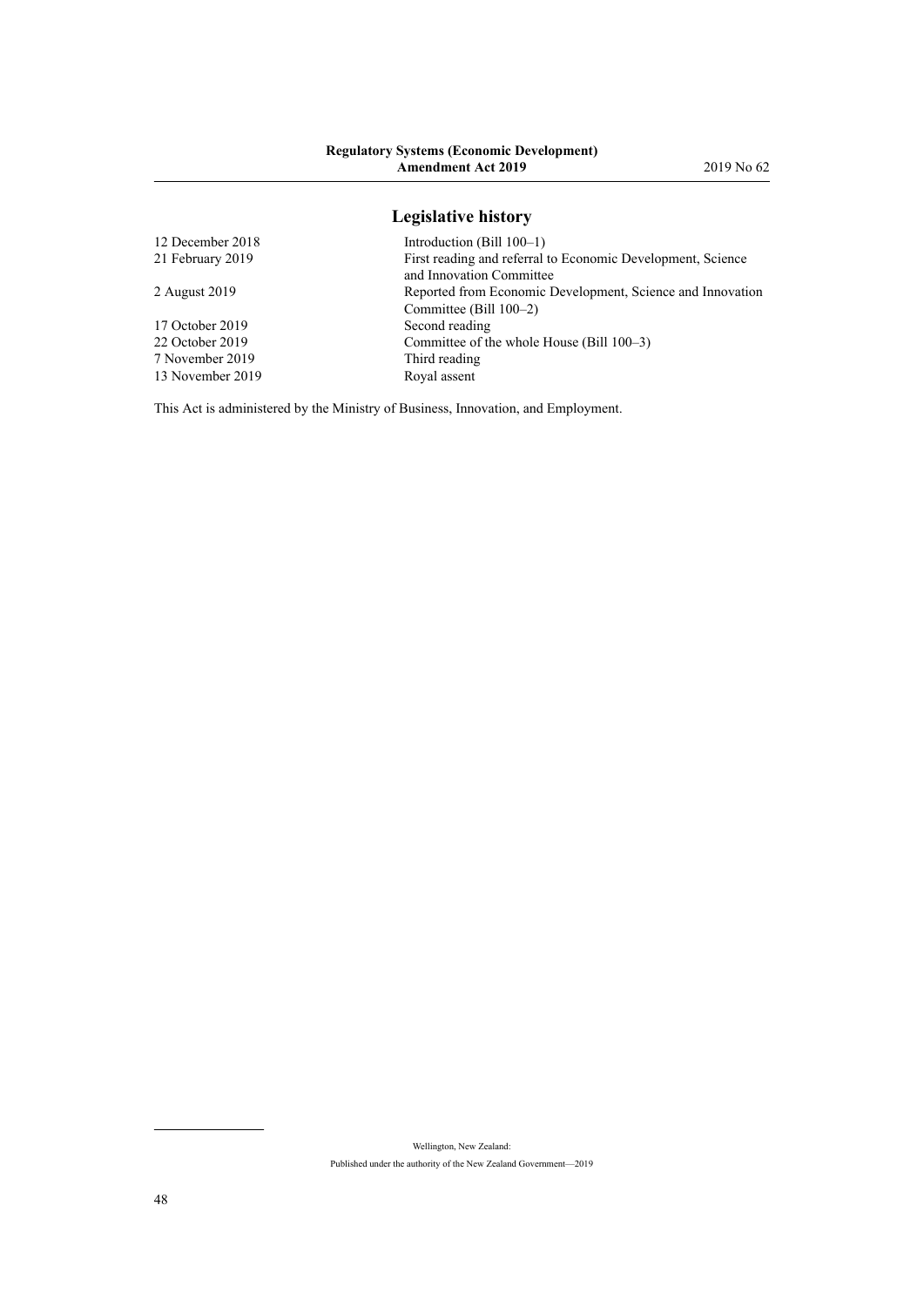## Legislative history

| | |
|---|---|
| 12 December 2018 | Introduction (Bill 100–1) |
| 21 February 2019 | First reading and referral to Economic Development, Science and Innovation Committee |
| 2 August 2019 | Reported from Economic Development, Science and Innovation Committee (Bill 100–2) |
| 17 October 2019 | Second reading |
| 22 October 2019 | Committee of the whole House (Bill 100–3) |
| 7 November 2019 | Third reading |
| 13 November 2019 | Royal assent |

This Act is administered by the Ministry of Business, Innovation, and Employment.

Wellington, New Zealand:

Published under the authority of the New Zealand Government—2019